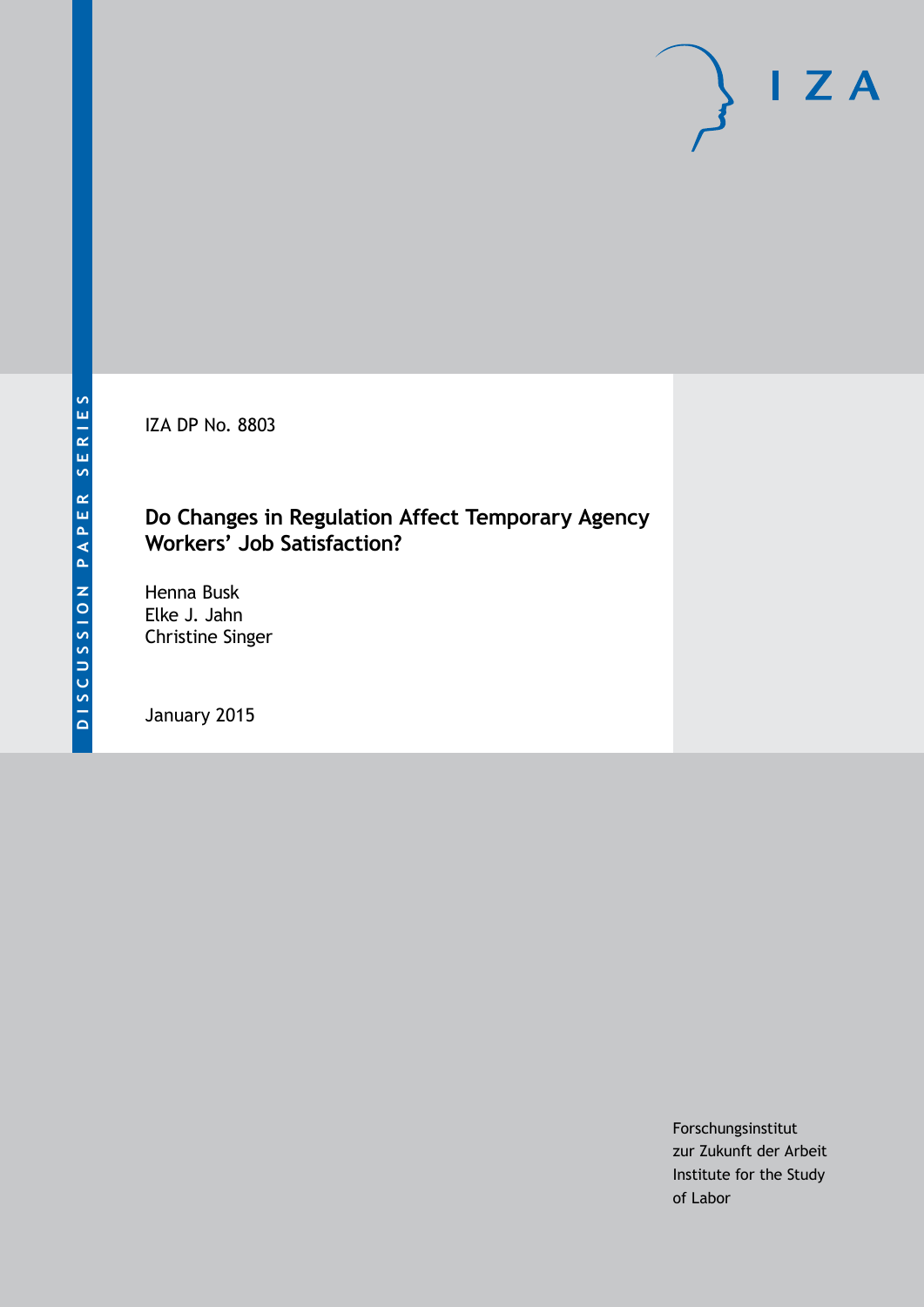DISCUSSION PAPER SERIES

IZA

IZA DP No. 8803

# Do Changes in Regulation Affect Temporary Agency Workers' Job Satisfaction?

Henna Busk
Elke J. Jahn
Christine Singer

January 2015

Forschungsinstitut
zur Zukunft der Arbeit
Institute for the Study
of Labor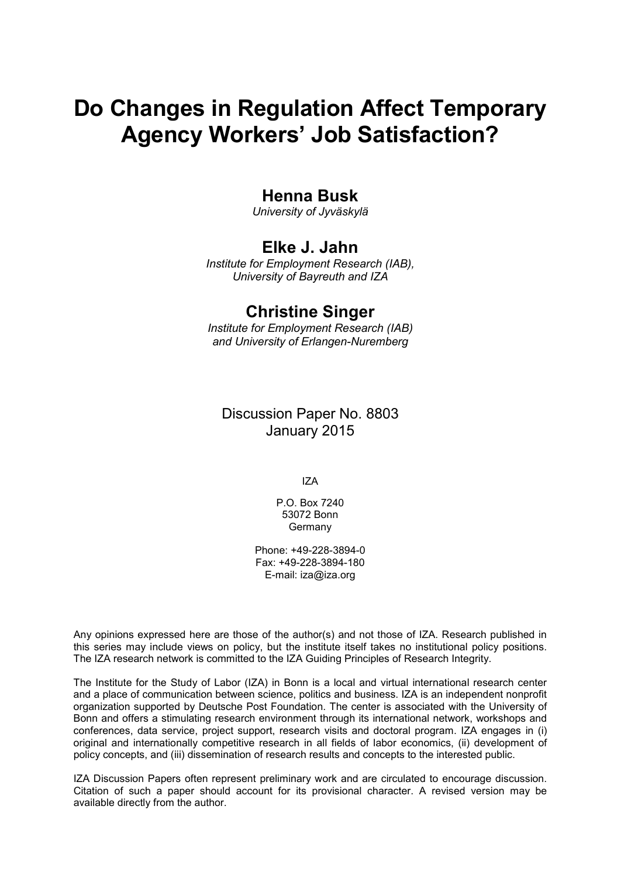# Do Changes in Regulation Affect Temporary Agency Workers' Job Satisfaction?

## Henna Busk

*University of Jyväskylä*

## Elke J. Jahn

*Institute for Employment Research (IAB), University of Bayreuth and IZA*

## Christine Singer

*Institute for Employment Research (IAB) and University of Erlangen-Nuremberg*

Discussion Paper No. 8803
January 2015

IZA

P.O. Box 7240
53072 Bonn
Germany

Phone: +49-228-3894-0
Fax: +49-228-3894-180
E-mail: iza@iza.org

Any opinions expressed here are those of the author(s) and not those of IZA. Research published in this series may include views on policy, but the institute itself takes no institutional policy positions. The IZA research network is committed to the IZA Guiding Principles of Research Integrity.

The Institute for the Study of Labor (IZA) in Bonn is a local and virtual international research center and a place of communication between science, politics and business. IZA is an independent nonprofit organization supported by Deutsche Post Foundation. The center is associated with the University of Bonn and offers a stimulating research environment through its international network, workshops and conferences, data service, project support, research visits and doctoral program. IZA engages in (i) original and internationally competitive research in all fields of labor economics, (ii) development of policy concepts, and (iii) dissemination of research results and concepts to the interested public.

IZA Discussion Papers often represent preliminary work and are circulated to encourage discussion. Citation of such a paper should account for its provisional character. A revised version may be available directly from the author.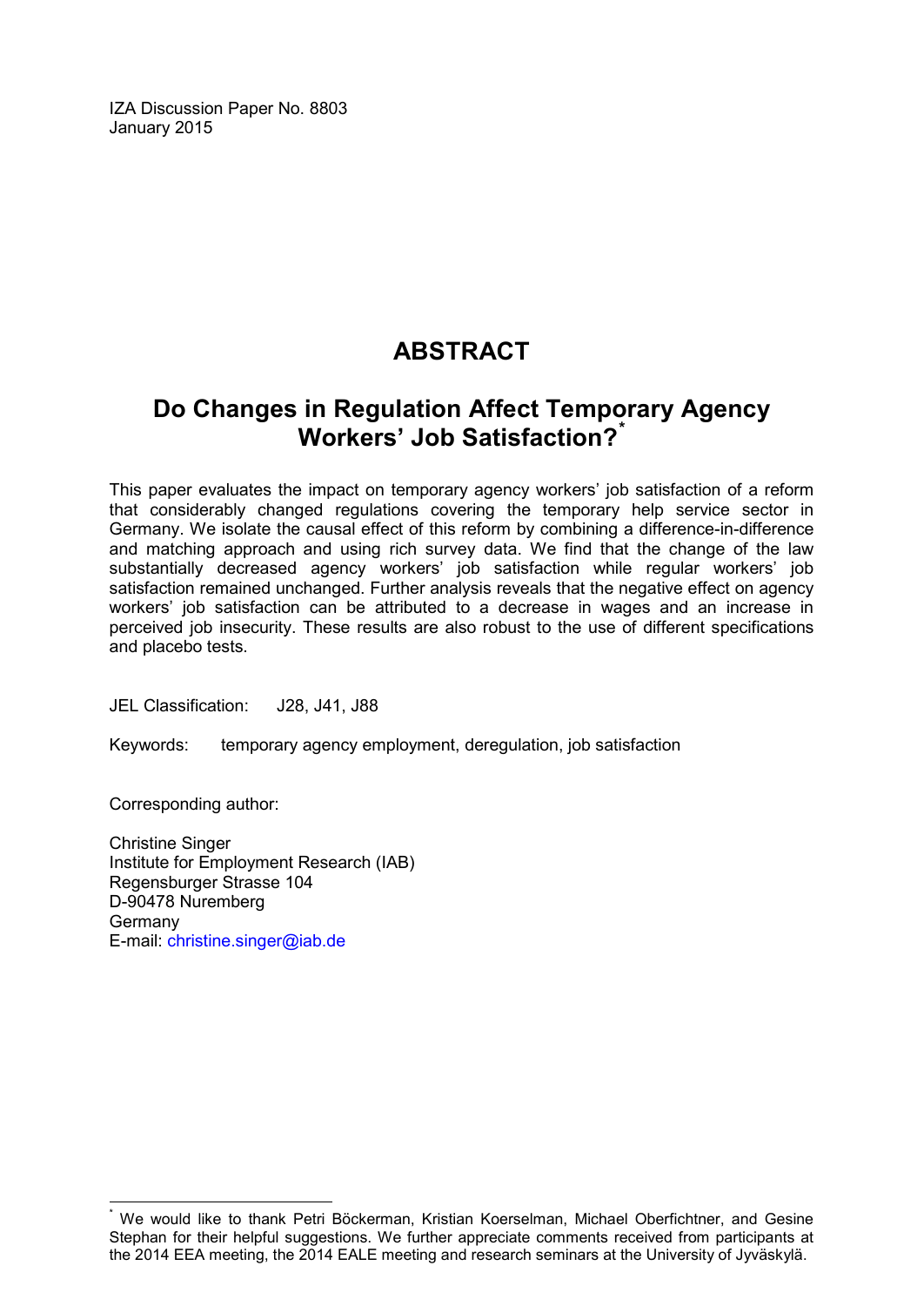IZA Discussion Paper No. 8803
January 2015

# ABSTRACT

## Do Changes in Regulation Affect Temporary Agency Workers' Job Satisfaction?[*]

This paper evaluates the impact on temporary agency workers' job satisfaction of a reform that considerably changed regulations covering the temporary help service sector in Germany. We isolate the causal effect of this reform by combining a difference-in-difference and matching approach and using rich survey data. We find that the change of the law substantially decreased agency workers' job satisfaction while regular workers' job satisfaction remained unchanged. Further analysis reveals that the negative effect on agency workers' job satisfaction can be attributed to a decrease in wages and an increase in perceived job insecurity. These results are also robust to the use of different specifications and placebo tests.

JEL Classification: J28, J41, J88

Keywords: temporary agency employment, deregulation, job satisfaction

Corresponding author:

Christine Singer
Institute for Employment Research (IAB)
Regensburger Strasse 104
D-90478 Nuremberg
Germany
E-mail: christine.singer@iab.de

[*] We would like to thank Petri Böckerman, Kristian Koerselman, Michael Oberfichtner, and Gesine Stephan for their helpful suggestions. We further appreciate comments received from participants at the 2014 EEA meeting, the 2014 EALE meeting and research seminars at the University of Jyväskylä.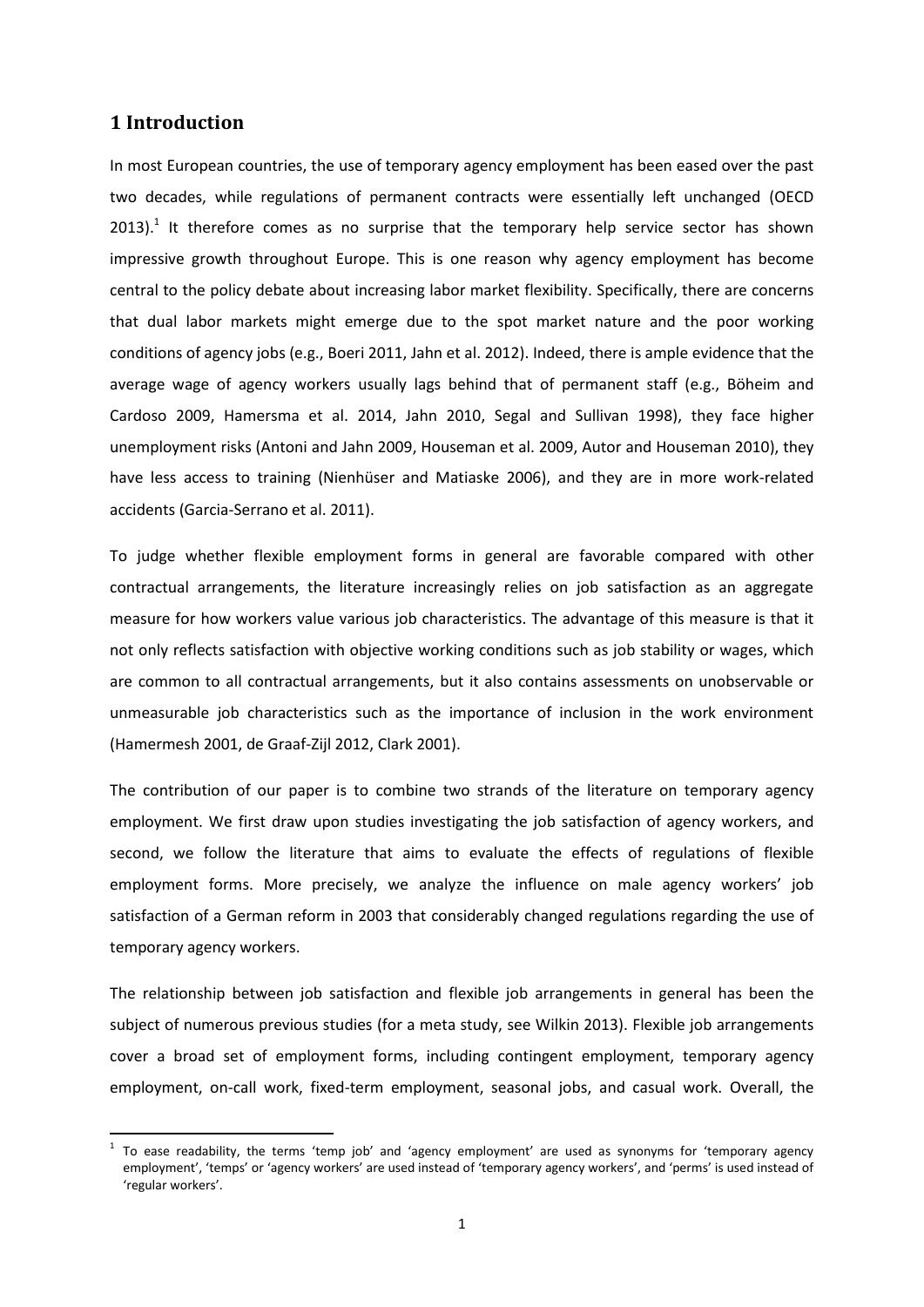## 1 Introduction

In most European countries, the use of temporary agency employment has been eased over the past two decades, while regulations of permanent contracts were essentially left unchanged (OECD 2013).[1] It therefore comes as no surprise that the temporary help service sector has shown impressive growth throughout Europe. This is one reason why agency employment has become central to the policy debate about increasing labor market flexibility. Specifically, there are concerns that dual labor markets might emerge due to the spot market nature and the poor working conditions of agency jobs (e.g., Boeri 2011, Jahn et al. 2012). Indeed, there is ample evidence that the average wage of agency workers usually lags behind that of permanent staff (e.g., Böheim and Cardoso 2009, Hamersma et al. 2014, Jahn 2010, Segal and Sullivan 1998), they face higher unemployment risks (Antoni and Jahn 2009, Houseman et al. 2009, Autor and Houseman 2010), they have less access to training (Nienhüser and Matiaske 2006), and they are in more work-related accidents (Garcia-Serrano et al. 2011).

To judge whether flexible employment forms in general are favorable compared with other contractual arrangements, the literature increasingly relies on job satisfaction as an aggregate measure for how workers value various job characteristics. The advantage of this measure is that it not only reflects satisfaction with objective working conditions such as job stability or wages, which are common to all contractual arrangements, but it also contains assessments on unobservable or unmeasurable job characteristics such as the importance of inclusion in the work environment (Hamermesh 2001, de Graaf-Zijl 2012, Clark 2001).

The contribution of our paper is to combine two strands of the literature on temporary agency employment. We first draw upon studies investigating the job satisfaction of agency workers, and second, we follow the literature that aims to evaluate the effects of regulations of flexible employment forms. More precisely, we analyze the influence on male agency workers' job satisfaction of a German reform in 2003 that considerably changed regulations regarding the use of temporary agency workers.

The relationship between job satisfaction and flexible job arrangements in general has been the subject of numerous previous studies (for a meta study, see Wilkin 2013). Flexible job arrangements cover a broad set of employment forms, including contingent employment, temporary agency employment, on-call work, fixed-term employment, seasonal jobs, and casual work. Overall, the

[1] To ease readability, the terms 'temp job' and 'agency employment' are used as synonyms for 'temporary agency employment', 'temps' or 'agency workers' are used instead of 'temporary agency workers', and 'perms' is used instead of 'regular workers'.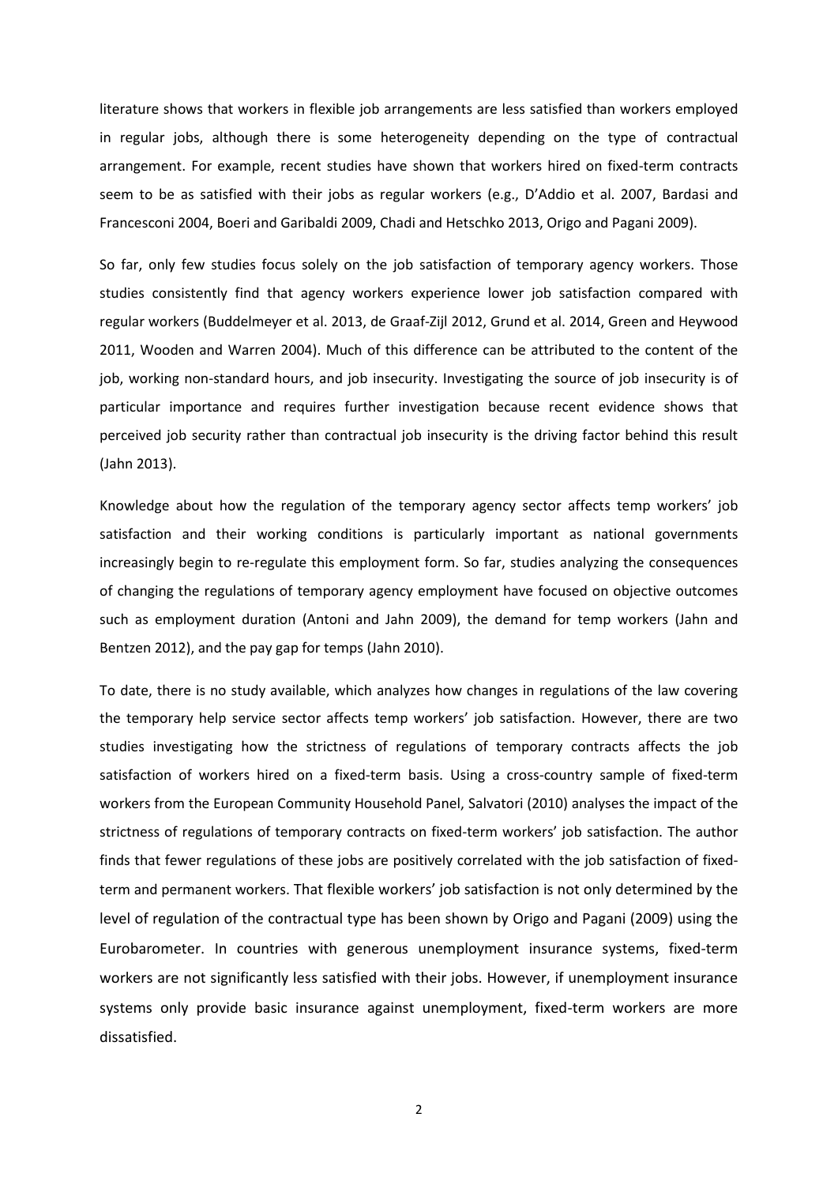literature shows that workers in flexible job arrangements are less satisfied than workers employed in regular jobs, although there is some heterogeneity depending on the type of contractual arrangement. For example, recent studies have shown that workers hired on fixed-term contracts seem to be as satisfied with their jobs as regular workers (e.g., D'Addio et al. 2007, Bardasi and Francesconi 2004, Boeri and Garibaldi 2009, Chadi and Hetschko 2013, Origo and Pagani 2009).

So far, only few studies focus solely on the job satisfaction of temporary agency workers. Those studies consistently find that agency workers experience lower job satisfaction compared with regular workers (Buddelmeyer et al. 2013, de Graaf-Zijl 2012, Grund et al. 2014, Green and Heywood 2011, Wooden and Warren 2004). Much of this difference can be attributed to the content of the job, working non-standard hours, and job insecurity. Investigating the source of job insecurity is of particular importance and requires further investigation because recent evidence shows that perceived job security rather than contractual job insecurity is the driving factor behind this result (Jahn 2013).

Knowledge about how the regulation of the temporary agency sector affects temp workers' job satisfaction and their working conditions is particularly important as national governments increasingly begin to re-regulate this employment form. So far, studies analyzing the consequences of changing the regulations of temporary agency employment have focused on objective outcomes such as employment duration (Antoni and Jahn 2009), the demand for temp workers (Jahn and Bentzen 2012), and the pay gap for temps (Jahn 2010).

To date, there is no study available, which analyzes how changes in regulations of the law covering the temporary help service sector affects temp workers' job satisfaction. However, there are two studies investigating how the strictness of regulations of temporary contracts affects the job satisfaction of workers hired on a fixed-term basis. Using a cross-country sample of fixed-term workers from the European Community Household Panel, Salvatori (2010) analyses the impact of the strictness of regulations of temporary contracts on fixed-term workers' job satisfaction. The author finds that fewer regulations of these jobs are positively correlated with the job satisfaction of fixed-term and permanent workers. That flexible workers' job satisfaction is not only determined by the level of regulation of the contractual type has been shown by Origo and Pagani (2009) using the Eurobarometer. In countries with generous unemployment insurance systems, fixed-term workers are not significantly less satisfied with their jobs. However, if unemployment insurance systems only provide basic insurance against unemployment, fixed-term workers are more dissatisfied.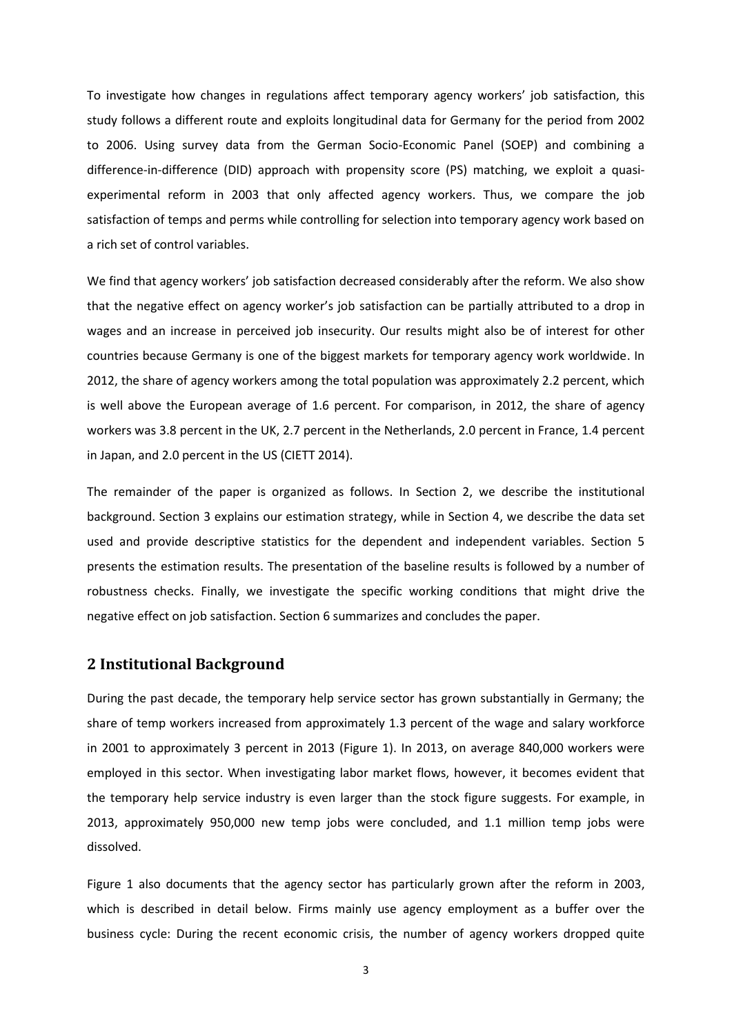To investigate how changes in regulations affect temporary agency workers' job satisfaction, this study follows a different route and exploits longitudinal data for Germany for the period from 2002 to 2006. Using survey data from the German Socio-Economic Panel (SOEP) and combining a difference-in-difference (DID) approach with propensity score (PS) matching, we exploit a quasi-experimental reform in 2003 that only affected agency workers. Thus, we compare the job satisfaction of temps and perms while controlling for selection into temporary agency work based on a rich set of control variables.

We find that agency workers' job satisfaction decreased considerably after the reform. We also show that the negative effect on agency worker's job satisfaction can be partially attributed to a drop in wages and an increase in perceived job insecurity. Our results might also be of interest for other countries because Germany is one of the biggest markets for temporary agency work worldwide. In 2012, the share of agency workers among the total population was approximately 2.2 percent, which is well above the European average of 1.6 percent. For comparison, in 2012, the share of agency workers was 3.8 percent in the UK, 2.7 percent in the Netherlands, 2.0 percent in France, 1.4 percent in Japan, and 2.0 percent in the US (CIETT 2014).

The remainder of the paper is organized as follows. In Section 2, we describe the institutional background. Section 3 explains our estimation strategy, while in Section 4, we describe the data set used and provide descriptive statistics for the dependent and independent variables. Section 5 presents the estimation results. The presentation of the baseline results is followed by a number of robustness checks. Finally, we investigate the specific working conditions that might drive the negative effect on job satisfaction. Section 6 summarizes and concludes the paper.

## 2 Institutional Background

During the past decade, the temporary help service sector has grown substantially in Germany; the share of temp workers increased from approximately 1.3 percent of the wage and salary workforce in 2001 to approximately 3 percent in 2013 (Figure 1). In 2013, on average 840,000 workers were employed in this sector. When investigating labor market flows, however, it becomes evident that the temporary help service industry is even larger than the stock figure suggests. For example, in 2013, approximately 950,000 new temp jobs were concluded, and 1.1 million temp jobs were dissolved.

Figure 1 also documents that the agency sector has particularly grown after the reform in 2003, which is described in detail below. Firms mainly use agency employment as a buffer over the business cycle: During the recent economic crisis, the number of agency workers dropped quite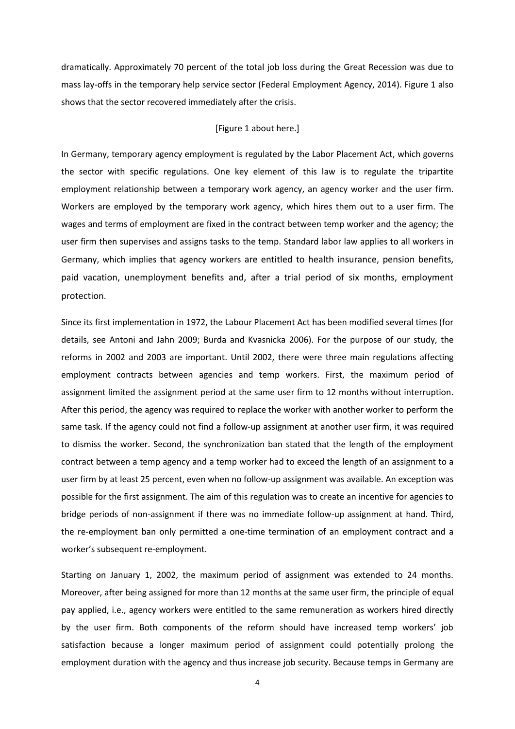dramatically. Approximately 70 percent of the total job loss during the Great Recession was due to mass lay-offs in the temporary help service sector (Federal Employment Agency, 2014). Figure 1 also shows that the sector recovered immediately after the crisis.

[Figure 1 about here.]

In Germany, temporary agency employment is regulated by the Labor Placement Act, which governs the sector with specific regulations. One key element of this law is to regulate the tripartite employment relationship between a temporary work agency, an agency worker and the user firm. Workers are employed by the temporary work agency, which hires them out to a user firm. The wages and terms of employment are fixed in the contract between temp worker and the agency; the user firm then supervises and assigns tasks to the temp. Standard labor law applies to all workers in Germany, which implies that agency workers are entitled to health insurance, pension benefits, paid vacation, unemployment benefits and, after a trial period of six months, employment protection.

Since its first implementation in 1972, the Labour Placement Act has been modified several times (for details, see Antoni and Jahn 2009; Burda and Kvasnicka 2006). For the purpose of our study, the reforms in 2002 and 2003 are important. Until 2002, there were three main regulations affecting employment contracts between agencies and temp workers. First, the maximum period of assignment limited the assignment period at the same user firm to 12 months without interruption. After this period, the agency was required to replace the worker with another worker to perform the same task. If the agency could not find a follow-up assignment at another user firm, it was required to dismiss the worker. Second, the synchronization ban stated that the length of the employment contract between a temp agency and a temp worker had to exceed the length of an assignment to a user firm by at least 25 percent, even when no follow-up assignment was available. An exception was possible for the first assignment. The aim of this regulation was to create an incentive for agencies to bridge periods of non-assignment if there was no immediate follow-up assignment at hand. Third, the re-employment ban only permitted a one-time termination of an employment contract and a worker's subsequent re-employment.

Starting on January 1, 2002, the maximum period of assignment was extended to 24 months. Moreover, after being assigned for more than 12 months at the same user firm, the principle of equal pay applied, i.e., agency workers were entitled to the same remuneration as workers hired directly by the user firm. Both components of the reform should have increased temp workers' job satisfaction because a longer maximum period of assignment could potentially prolong the employment duration with the agency and thus increase job security. Because temps in Germany are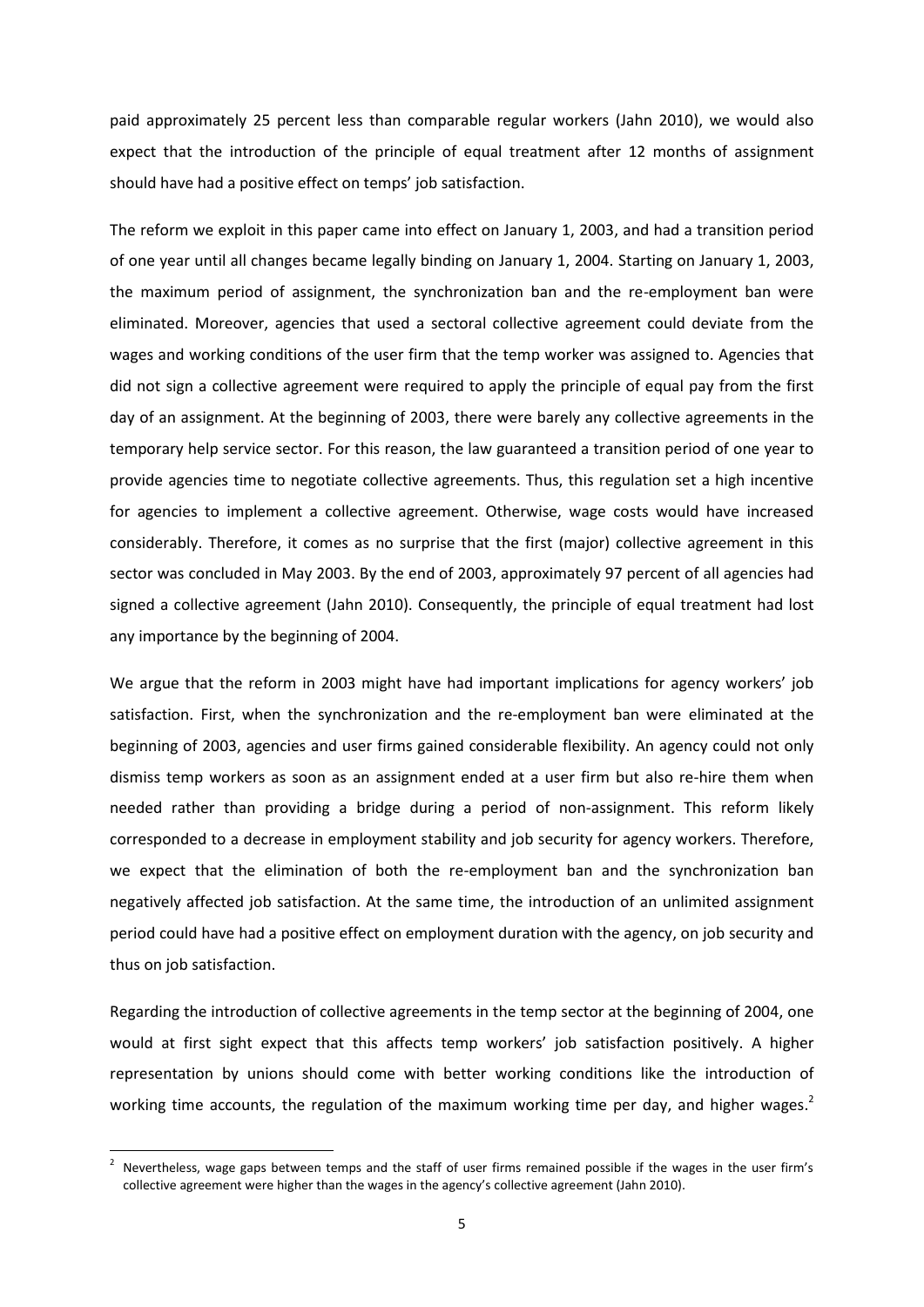paid approximately 25 percent less than comparable regular workers (Jahn 2010), we would also expect that the introduction of the principle of equal treatment after 12 months of assignment should have had a positive effect on temps' job satisfaction.

The reform we exploit in this paper came into effect on January 1, 2003, and had a transition period of one year until all changes became legally binding on January 1, 2004. Starting on January 1, 2003, the maximum period of assignment, the synchronization ban and the re-employment ban were eliminated. Moreover, agencies that used a sectoral collective agreement could deviate from the wages and working conditions of the user firm that the temp worker was assigned to. Agencies that did not sign a collective agreement were required to apply the principle of equal pay from the first day of an assignment. At the beginning of 2003, there were barely any collective agreements in the temporary help service sector. For this reason, the law guaranteed a transition period of one year to provide agencies time to negotiate collective agreements. Thus, this regulation set a high incentive for agencies to implement a collective agreement. Otherwise, wage costs would have increased considerably. Therefore, it comes as no surprise that the first (major) collective agreement in this sector was concluded in May 2003. By the end of 2003, approximately 97 percent of all agencies had signed a collective agreement (Jahn 2010). Consequently, the principle of equal treatment had lost any importance by the beginning of 2004.

We argue that the reform in 2003 might have had important implications for agency workers' job satisfaction. First, when the synchronization and the re-employment ban were eliminated at the beginning of 2003, agencies and user firms gained considerable flexibility. An agency could not only dismiss temp workers as soon as an assignment ended at a user firm but also re-hire them when needed rather than providing a bridge during a period of non-assignment. This reform likely corresponded to a decrease in employment stability and job security for agency workers. Therefore, we expect that the elimination of both the re-employment ban and the synchronization ban negatively affected job satisfaction. At the same time, the introduction of an unlimited assignment period could have had a positive effect on employment duration with the agency, on job security and thus on job satisfaction.

Regarding the introduction of collective agreements in the temp sector at the beginning of 2004, one would at first sight expect that this affects temp workers' job satisfaction positively. A higher representation by unions should come with better working conditions like the introduction of working time accounts, the regulation of the maximum working time per day, and higher wages.[2]

[2] Nevertheless, wage gaps between temps and the staff of user firms remained possible if the wages in the user firm's collective agreement were higher than the wages in the agency's collective agreement (Jahn 2010).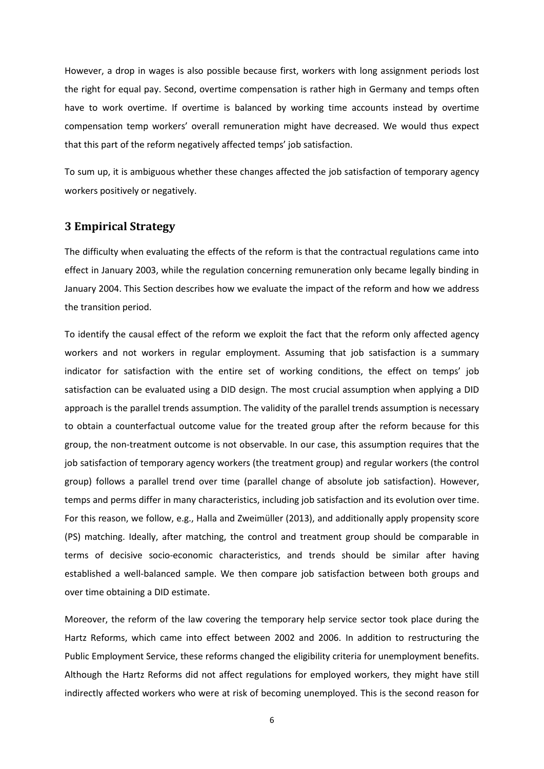However, a drop in wages is also possible because first, workers with long assignment periods lost the right for equal pay. Second, overtime compensation is rather high in Germany and temps often have to work overtime. If overtime is balanced by working time accounts instead by overtime compensation temp workers' overall remuneration might have decreased. We would thus expect that this part of the reform negatively affected temps' job satisfaction.

To sum up, it is ambiguous whether these changes affected the job satisfaction of temporary agency workers positively or negatively.

## 3 Empirical Strategy

The difficulty when evaluating the effects of the reform is that the contractual regulations came into effect in January 2003, while the regulation concerning remuneration only became legally binding in January 2004. This Section describes how we evaluate the impact of the reform and how we address the transition period.

To identify the causal effect of the reform we exploit the fact that the reform only affected agency workers and not workers in regular employment. Assuming that job satisfaction is a summary indicator for satisfaction with the entire set of working conditions, the effect on temps' job satisfaction can be evaluated using a DID design. The most crucial assumption when applying a DID approach is the parallel trends assumption. The validity of the parallel trends assumption is necessary to obtain a counterfactual outcome value for the treated group after the reform because for this group, the non-treatment outcome is not observable. In our case, this assumption requires that the job satisfaction of temporary agency workers (the treatment group) and regular workers (the control group) follows a parallel trend over time (parallel change of absolute job satisfaction). However, temps and perms differ in many characteristics, including job satisfaction and its evolution over time. For this reason, we follow, e.g., Halla and Zweimüller (2013), and additionally apply propensity score (PS) matching. Ideally, after matching, the control and treatment group should be comparable in terms of decisive socio-economic characteristics, and trends should be similar after having established a well-balanced sample. We then compare job satisfaction between both groups and over time obtaining a DID estimate.

Moreover, the reform of the law covering the temporary help service sector took place during the Hartz Reforms, which came into effect between 2002 and 2006. In addition to restructuring the Public Employment Service, these reforms changed the eligibility criteria for unemployment benefits. Although the Hartz Reforms did not affect regulations for employed workers, they might have still indirectly affected workers who were at risk of becoming unemployed. This is the second reason for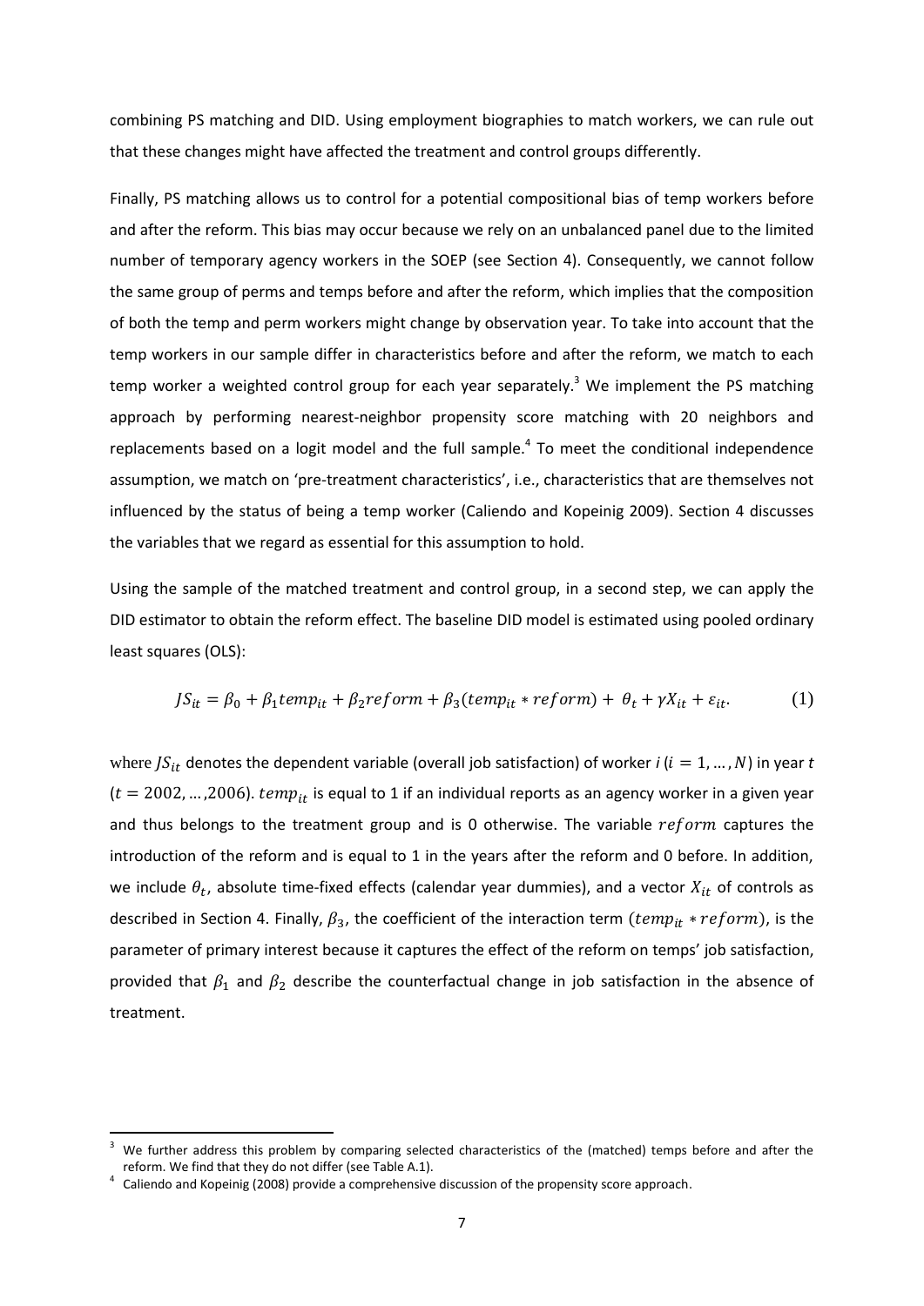combining PS matching and DID. Using employment biographies to match workers, we can rule out that these changes might have affected the treatment and control groups differently.

Finally, PS matching allows us to control for a potential compositional bias of temp workers before and after the reform. This bias may occur because we rely on an unbalanced panel due to the limited number of temporary agency workers in the SOEP (see Section 4). Consequently, we cannot follow the same group of perms and temps before and after the reform, which implies that the composition of both the temp and perm workers might change by observation year. To take into account that the temp workers in our sample differ in characteristics before and after the reform, we match to each temp worker a weighted control group for each year separately.[3] We implement the PS matching approach by performing nearest-neighbor propensity score matching with 20 neighbors and replacements based on a logit model and the full sample.[4] To meet the conditional independence assumption, we match on 'pre-treatment characteristics', i.e., characteristics that are themselves not influenced by the status of being a temp worker (Caliendo and Kopeinig 2009). Section 4 discusses the variables that we regard as essential for this assumption to hold.

Using the sample of the matched treatment and control group, in a second step, we can apply the DID estimator to obtain the reform effect. The baseline DID model is estimated using pooled ordinary least squares (OLS):

$$JS_{it} = \beta_0 + \beta_1 temp_{it} + \beta_2 reform + \beta_3 (temp_{it} * reform) + \theta_t + \gamma X_{it} + \varepsilon_{it}. \tag{1}$$

where $JS_{it}$ denotes the dependent variable (overall job satisfaction) of worker $i$ ($i = 1, \dots, N$) in year $t$ ($t = 2002, \dots, 2006$). $temp_{it}$ is equal to 1 if an individual reports as an agency worker in a given year and thus belongs to the treatment group and is 0 otherwise. The variable $reform$ captures the introduction of the reform and is equal to 1 in the years after the reform and 0 before. In addition, we include $\theta_t$, absolute time-fixed effects (calendar year dummies), and a vector $X_{it}$ of controls as described in Section 4. Finally, $\beta_3$, the coefficient of the interaction term ($temp_{it} * reform$), is the parameter of primary interest because it captures the effect of the reform on temps' job satisfaction, provided that $\beta_1$ and $\beta_2$ describe the counterfactual change in job satisfaction in the absence of treatment.

---

[3] We further address this problem by comparing selected characteristics of the (matched) temps before and after the reform. We find that they do not differ (see Table A.1).

[4] Caliendo and Kopeinig (2008) provide a comprehensive discussion of the propensity score approach.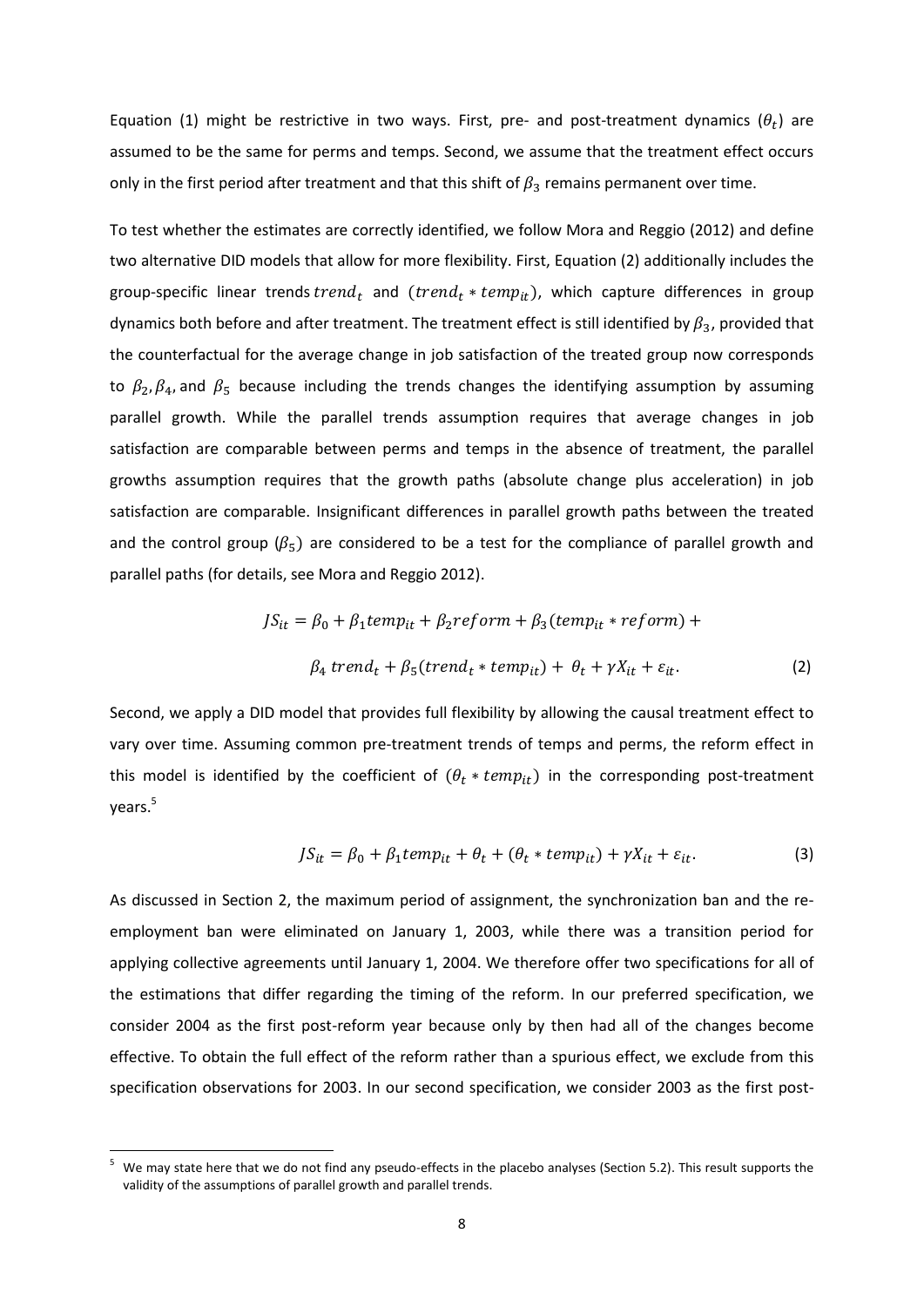Equation (1) might be restrictive in two ways. First, pre- and post-treatment dynamics ($\theta_t$) are assumed to be the same for perms and temps. Second, we assume that the treatment effect occurs only in the first period after treatment and that this shift of $\beta_3$ remains permanent over time.

To test whether the estimates are correctly identified, we follow Mora and Reggio (2012) and define two alternative DID models that allow for more flexibility. First, Equation (2) additionally includes the group-specific linear trends $trend_t$ and $(trend_t * temp_{it})$, which capture differences in group dynamics both before and after treatment. The treatment effect is still identified by $\beta_3$, provided that the counterfactual for the average change in job satisfaction of the treated group now corresponds to $\beta_2, \beta_4$, and $\beta_5$ because including the trends changes the identifying assumption by assuming parallel growth. While the parallel trends assumption requires that average changes in job satisfaction are comparable between perms and temps in the absence of treatment, the parallel growths assumption requires that the growth paths (absolute change plus acceleration) in job satisfaction are comparable. Insignificant differences in parallel growth paths between the treated and the control group ($\beta_5$) are considered to be a test for the compliance of parallel growth and parallel paths (for details, see Mora and Reggio 2012).

$$JS_{it} = \beta_0 + \beta_1 temp_{it} + \beta_2 reform + \beta_3 (temp_{it} * reform) +$$
$$\beta_4\, trend_t + \beta_5 (trend_t * temp_{it}) + \theta_t + \gamma X_{it} + \varepsilon_{it}. \tag{2}$$

Second, we apply a DID model that provides full flexibility by allowing the causal treatment effect to vary over time. Assuming common pre-treatment trends of temps and perms, the reform effect in this model is identified by the coefficient of $(\theta_t * temp_{it})$ in the corresponding post-treatment years.[5]

$$JS_{it} = \beta_0 + \beta_1 temp_{it} + \theta_t + (\theta_t * temp_{it}) + \gamma X_{it} + \varepsilon_{it}. \tag{3}$$

As discussed in Section 2, the maximum period of assignment, the synchronization ban and the re-employment ban were eliminated on January 1, 2003, while there was a transition period for applying collective agreements until January 1, 2004. We therefore offer two specifications for all of the estimations that differ regarding the timing of the reform. In our preferred specification, we consider 2004 as the first post-reform year because only by then had all of the changes become effective. To obtain the full effect of the reform rather than a spurious effect, we exclude from this specification observations for 2003. In our second specification, we consider 2003 as the first post-

[5] We may state here that we do not find any pseudo-effects in the placebo analyses (Section 5.2). This result supports the validity of the assumptions of parallel growth and parallel trends.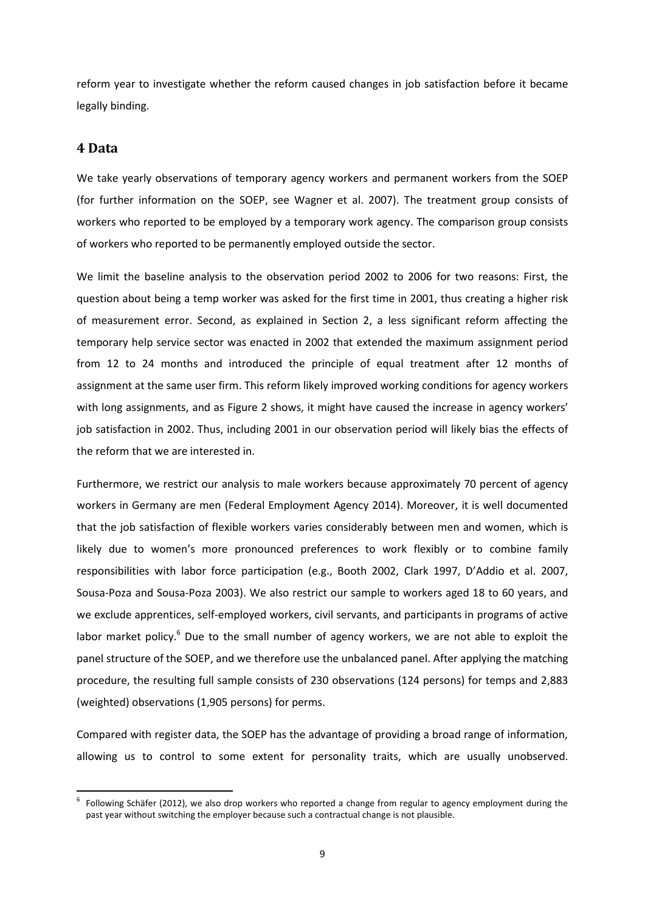reform year to investigate whether the reform caused changes in job satisfaction before it became legally binding.

## 4 Data

We take yearly observations of temporary agency workers and permanent workers from the SOEP (for further information on the SOEP, see Wagner et al. 2007). The treatment group consists of workers who reported to be employed by a temporary work agency. The comparison group consists of workers who reported to be permanently employed outside the sector.

We limit the baseline analysis to the observation period 2002 to 2006 for two reasons: First, the question about being a temp worker was asked for the first time in 2001, thus creating a higher risk of measurement error. Second, as explained in Section 2, a less significant reform affecting the temporary help service sector was enacted in 2002 that extended the maximum assignment period from 12 to 24 months and introduced the principle of equal treatment after 12 months of assignment at the same user firm. This reform likely improved working conditions for agency workers with long assignments, and as Figure 2 shows, it might have caused the increase in agency workers' job satisfaction in 2002. Thus, including 2001 in our observation period will likely bias the effects of the reform that we are interested in.

Furthermore, we restrict our analysis to male workers because approximately 70 percent of agency workers in Germany are men (Federal Employment Agency 2014). Moreover, it is well documented that the job satisfaction of flexible workers varies considerably between men and women, which is likely due to women's more pronounced preferences to work flexibly or to combine family responsibilities with labor force participation (e.g., Booth 2002, Clark 1997, D'Addio et al. 2007, Sousa-Poza and Sousa-Poza 2003). We also restrict our sample to workers aged 18 to 60 years, and we exclude apprentices, self-employed workers, civil servants, and participants in programs of active labor market policy.[6] Due to the small number of agency workers, we are not able to exploit the panel structure of the SOEP, and we therefore use the unbalanced panel. After applying the matching procedure, the resulting full sample consists of 230 observations (124 persons) for temps and 2,883 (weighted) observations (1,905 persons) for perms.

Compared with register data, the SOEP has the advantage of providing a broad range of information, allowing us to control to some extent for personality traits, which are usually unobserved.

[6] Following Schäfer (2012), we also drop workers who reported a change from regular to agency employment during the past year without switching the employer because such a contractual change is not plausible.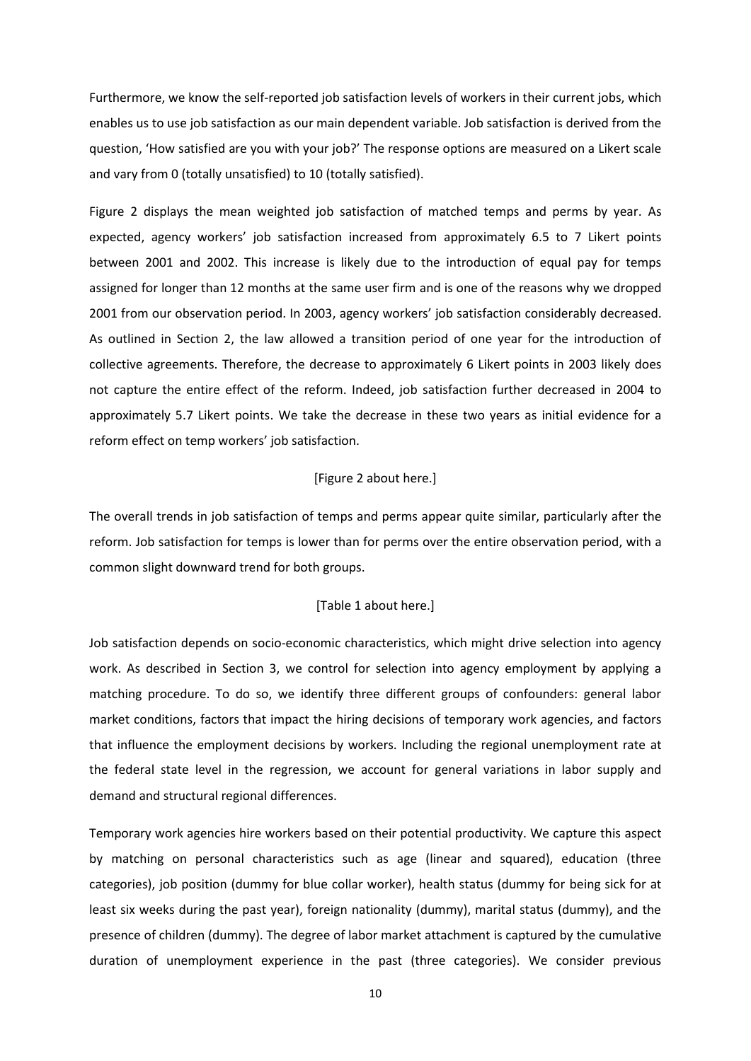Furthermore, we know the self-reported job satisfaction levels of workers in their current jobs, which enables us to use job satisfaction as our main dependent variable. Job satisfaction is derived from the question, 'How satisfied are you with your job?' The response options are measured on a Likert scale and vary from 0 (totally unsatisfied) to 10 (totally satisfied).

Figure 2 displays the mean weighted job satisfaction of matched temps and perms by year. As expected, agency workers' job satisfaction increased from approximately 6.5 to 7 Likert points between 2001 and 2002. This increase is likely due to the introduction of equal pay for temps assigned for longer than 12 months at the same user firm and is one of the reasons why we dropped 2001 from our observation period. In 2003, agency workers' job satisfaction considerably decreased. As outlined in Section 2, the law allowed a transition period of one year for the introduction of collective agreements. Therefore, the decrease to approximately 6 Likert points in 2003 likely does not capture the entire effect of the reform. Indeed, job satisfaction further decreased in 2004 to approximately 5.7 Likert points. We take the decrease in these two years as initial evidence for a reform effect on temp workers' job satisfaction.

[Figure 2 about here.]

The overall trends in job satisfaction of temps and perms appear quite similar, particularly after the reform. Job satisfaction for temps is lower than for perms over the entire observation period, with a common slight downward trend for both groups.

[Table 1 about here.]

Job satisfaction depends on socio-economic characteristics, which might drive selection into agency work. As described in Section 3, we control for selection into agency employment by applying a matching procedure. To do so, we identify three different groups of confounders: general labor market conditions, factors that impact the hiring decisions of temporary work agencies, and factors that influence the employment decisions by workers. Including the regional unemployment rate at the federal state level in the regression, we account for general variations in labor supply and demand and structural regional differences.

Temporary work agencies hire workers based on their potential productivity. We capture this aspect by matching on personal characteristics such as age (linear and squared), education (three categories), job position (dummy for blue collar worker), health status (dummy for being sick for at least six weeks during the past year), foreign nationality (dummy), marital status (dummy), and the presence of children (dummy). The degree of labor market attachment is captured by the cumulative duration of unemployment experience in the past (three categories). We consider previous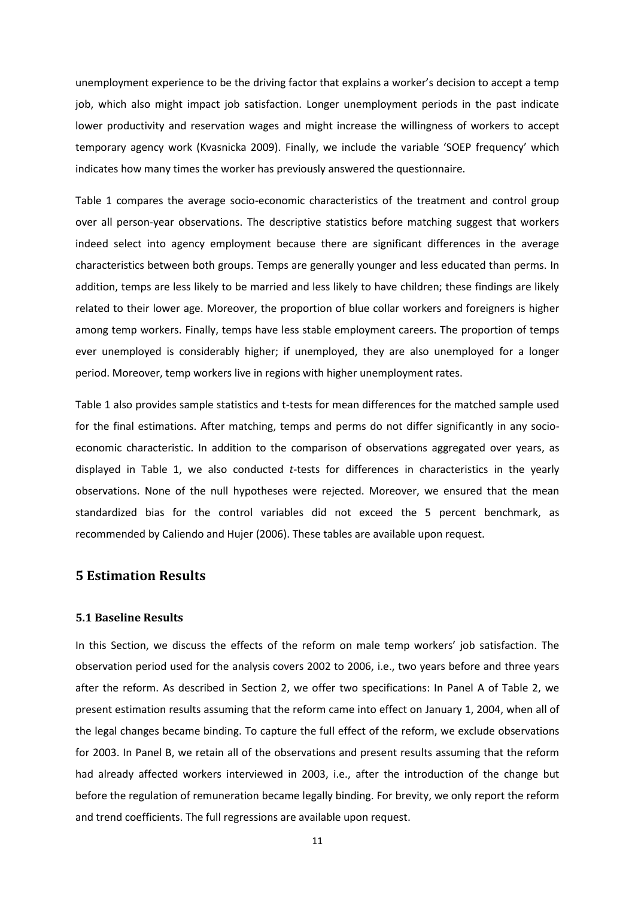unemployment experience to be the driving factor that explains a worker's decision to accept a temp job, which also might impact job satisfaction. Longer unemployment periods in the past indicate lower productivity and reservation wages and might increase the willingness of workers to accept temporary agency work (Kvasnicka 2009). Finally, we include the variable 'SOEP frequency' which indicates how many times the worker has previously answered the questionnaire.

Table 1 compares the average socio-economic characteristics of the treatment and control group over all person-year observations. The descriptive statistics before matching suggest that workers indeed select into agency employment because there are significant differences in the average characteristics between both groups. Temps are generally younger and less educated than perms. In addition, temps are less likely to be married and less likely to have children; these findings are likely related to their lower age. Moreover, the proportion of blue collar workers and foreigners is higher among temp workers. Finally, temps have less stable employment careers. The proportion of temps ever unemployed is considerably higher; if unemployed, they are also unemployed for a longer period. Moreover, temp workers live in regions with higher unemployment rates.

Table 1 also provides sample statistics and t-tests for mean differences for the matched sample used for the final estimations. After matching, temps and perms do not differ significantly in any socio-economic characteristic. In addition to the comparison of observations aggregated over years, as displayed in Table 1, we also conducted *t*-tests for differences in characteristics in the yearly observations. None of the null hypotheses were rejected. Moreover, we ensured that the mean standardized bias for the control variables did not exceed the 5 percent benchmark, as recommended by Caliendo and Hujer (2006). These tables are available upon request.

## 5 Estimation Results

### 5.1 Baseline Results

In this Section, we discuss the effects of the reform on male temp workers' job satisfaction. The observation period used for the analysis covers 2002 to 2006, i.e., two years before and three years after the reform. As described in Section 2, we offer two specifications: In Panel A of Table 2, we present estimation results assuming that the reform came into effect on January 1, 2004, when all of the legal changes became binding. To capture the full effect of the reform, we exclude observations for 2003. In Panel B, we retain all of the observations and present results assuming that the reform had already affected workers interviewed in 2003, i.e., after the introduction of the change but before the regulation of remuneration became legally binding. For brevity, we only report the reform and trend coefficients. The full regressions are available upon request.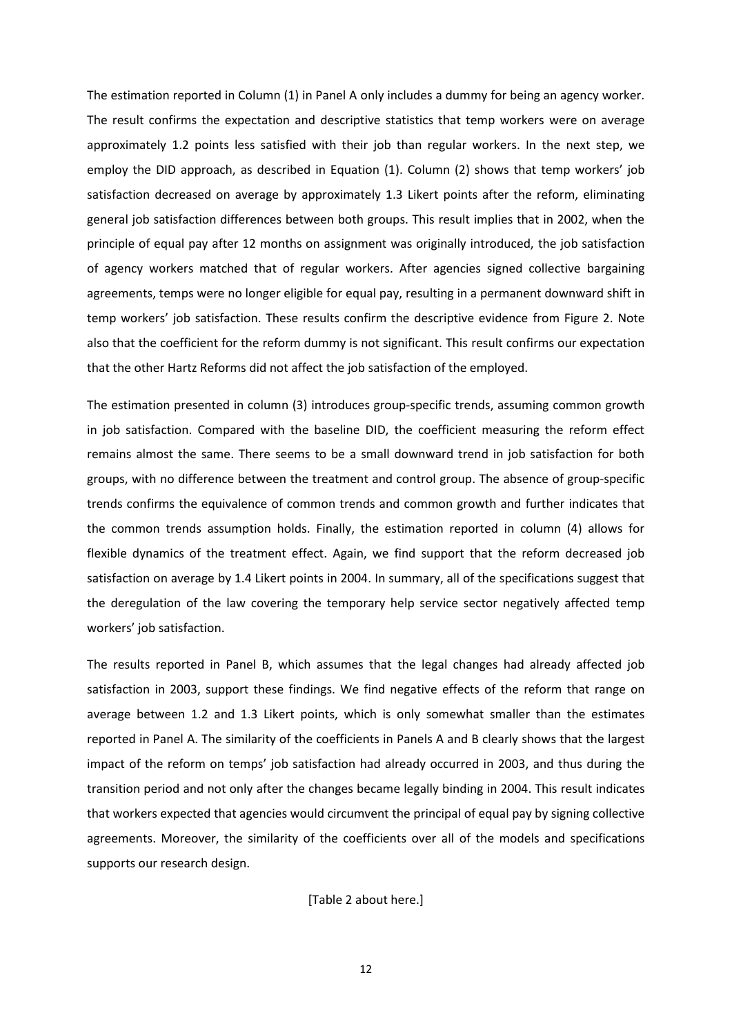The estimation reported in Column (1) in Panel A only includes a dummy for being an agency worker. The result confirms the expectation and descriptive statistics that temp workers were on average approximately 1.2 points less satisfied with their job than regular workers. In the next step, we employ the DID approach, as described in Equation (1). Column (2) shows that temp workers' job satisfaction decreased on average by approximately 1.3 Likert points after the reform, eliminating general job satisfaction differences between both groups. This result implies that in 2002, when the principle of equal pay after 12 months on assignment was originally introduced, the job satisfaction of agency workers matched that of regular workers. After agencies signed collective bargaining agreements, temps were no longer eligible for equal pay, resulting in a permanent downward shift in temp workers' job satisfaction. These results confirm the descriptive evidence from Figure 2. Note also that the coefficient for the reform dummy is not significant. This result confirms our expectation that the other Hartz Reforms did not affect the job satisfaction of the employed.

The estimation presented in column (3) introduces group-specific trends, assuming common growth in job satisfaction. Compared with the baseline DID, the coefficient measuring the reform effect remains almost the same. There seems to be a small downward trend in job satisfaction for both groups, with no difference between the treatment and control group. The absence of group-specific trends confirms the equivalence of common trends and common growth and further indicates that the common trends assumption holds. Finally, the estimation reported in column (4) allows for flexible dynamics of the treatment effect. Again, we find support that the reform decreased job satisfaction on average by 1.4 Likert points in 2004. In summary, all of the specifications suggest that the deregulation of the law covering the temporary help service sector negatively affected temp workers' job satisfaction.

The results reported in Panel B, which assumes that the legal changes had already affected job satisfaction in 2003, support these findings. We find negative effects of the reform that range on average between 1.2 and 1.3 Likert points, which is only somewhat smaller than the estimates reported in Panel A. The similarity of the coefficients in Panels A and B clearly shows that the largest impact of the reform on temps' job satisfaction had already occurred in 2003, and thus during the transition period and not only after the changes became legally binding in 2004. This result indicates that workers expected that agencies would circumvent the principal of equal pay by signing collective agreements. Moreover, the similarity of the coefficients over all of the models and specifications supports our research design.

[Table 2 about here.]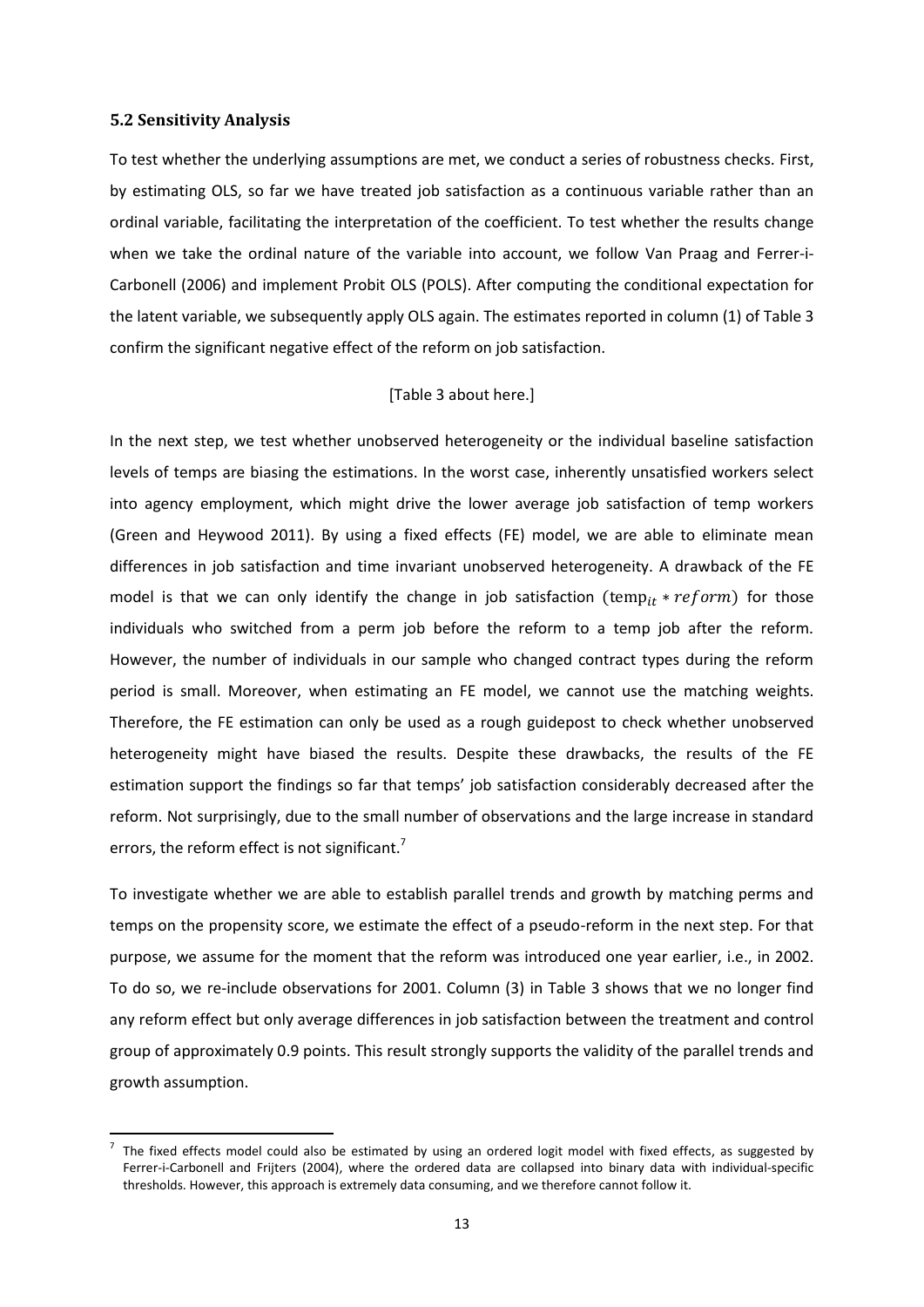### 5.2 Sensitivity Analysis

To test whether the underlying assumptions are met, we conduct a series of robustness checks. First, by estimating OLS, so far we have treated job satisfaction as a continuous variable rather than an ordinal variable, facilitating the interpretation of the coefficient. To test whether the results change when we take the ordinal nature of the variable into account, we follow Van Praag and Ferrer-i-Carbonell (2006) and implement Probit OLS (POLS). After computing the conditional expectation for the latent variable, we subsequently apply OLS again. The estimates reported in column (1) of Table 3 confirm the significant negative effect of the reform on job satisfaction.

[Table 3 about here.]

In the next step, we test whether unobserved heterogeneity or the individual baseline satisfaction levels of temps are biasing the estimations. In the worst case, inherently unsatisfied workers select into agency employment, which might drive the lower average job satisfaction of temp workers (Green and Heywood 2011). By using a fixed effects (FE) model, we are able to eliminate mean differences in job satisfaction and time invariant unobserved heterogeneity. A drawback of the FE model is that we can only identify the change in job satisfaction ($\text{temp}_{it} * reform$) for those individuals who switched from a perm job before the reform to a temp job after the reform. However, the number of individuals in our sample who changed contract types during the reform period is small. Moreover, when estimating an FE model, we cannot use the matching weights. Therefore, the FE estimation can only be used as a rough guidepost to check whether unobserved heterogeneity might have biased the results. Despite these drawbacks, the results of the FE estimation support the findings so far that temps' job satisfaction considerably decreased after the reform. Not surprisingly, due to the small number of observations and the large increase in standard errors, the reform effect is not significant.[7]

To investigate whether we are able to establish parallel trends and growth by matching perms and temps on the propensity score, we estimate the effect of a pseudo-reform in the next step. For that purpose, we assume for the moment that the reform was introduced one year earlier, i.e., in 2002. To do so, we re-include observations for 2001. Column (3) in Table 3 shows that we no longer find any reform effect but only average differences in job satisfaction between the treatment and control group of approximately 0.9 points. This result strongly supports the validity of the parallel trends and growth assumption.

[7] The fixed effects model could also be estimated by using an ordered logit model with fixed effects, as suggested by Ferrer-i-Carbonell and Frijters (2004), where the ordered data are collapsed into binary data with individual-specific thresholds. However, this approach is extremely data consuming, and we therefore cannot follow it.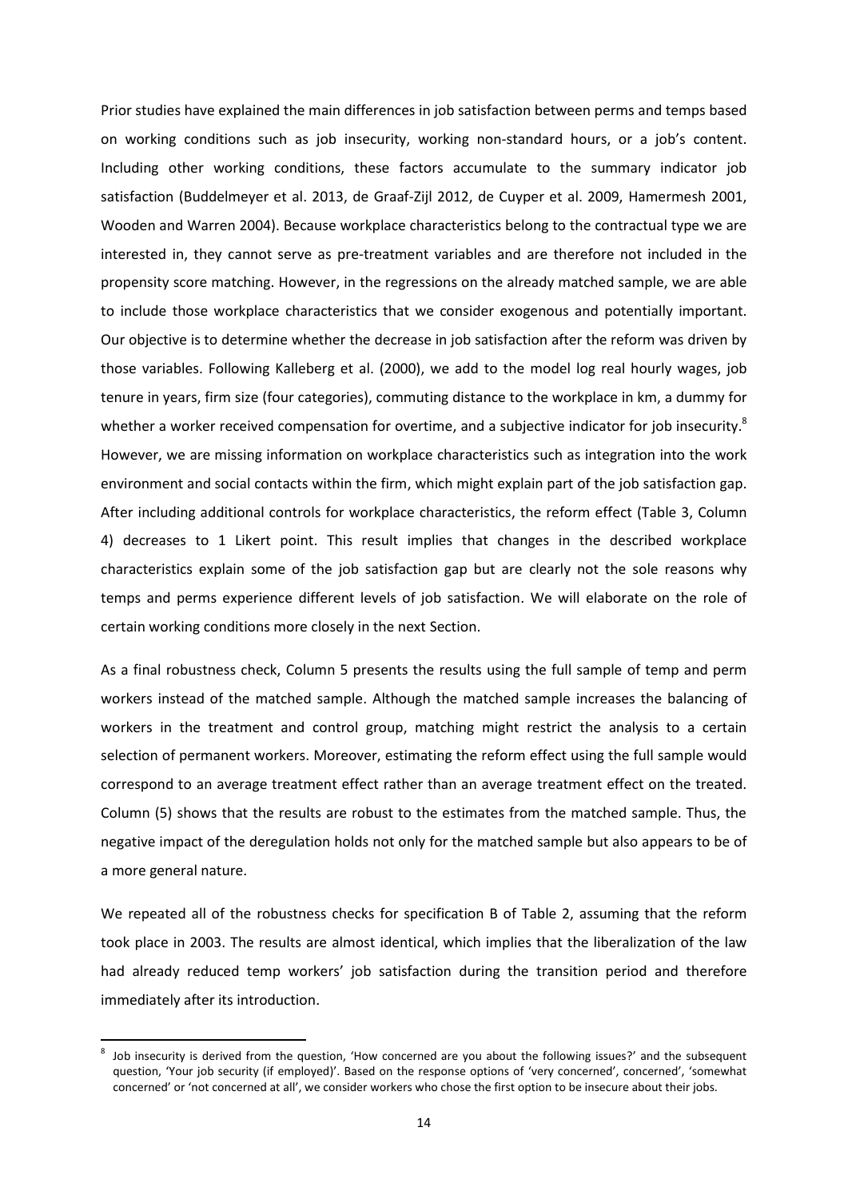Prior studies have explained the main differences in job satisfaction between perms and temps based on working conditions such as job insecurity, working non-standard hours, or a job's content. Including other working conditions, these factors accumulate to the summary indicator job satisfaction (Buddelmeyer et al. 2013, de Graaf-Zijl 2012, de Cuyper et al. 2009, Hamermesh 2001, Wooden and Warren 2004). Because workplace characteristics belong to the contractual type we are interested in, they cannot serve as pre-treatment variables and are therefore not included in the propensity score matching. However, in the regressions on the already matched sample, we are able to include those workplace characteristics that we consider exogenous and potentially important. Our objective is to determine whether the decrease in job satisfaction after the reform was driven by those variables. Following Kalleberg et al. (2000), we add to the model log real hourly wages, job tenure in years, firm size (four categories), commuting distance to the workplace in km, a dummy for whether a worker received compensation for overtime, and a subjective indicator for job insecurity.[8] However, we are missing information on workplace characteristics such as integration into the work environment and social contacts within the firm, which might explain part of the job satisfaction gap. After including additional controls for workplace characteristics, the reform effect (Table 3, Column 4) decreases to 1 Likert point. This result implies that changes in the described workplace characteristics explain some of the job satisfaction gap but are clearly not the sole reasons why temps and perms experience different levels of job satisfaction. We will elaborate on the role of certain working conditions more closely in the next Section.

As a final robustness check, Column 5 presents the results using the full sample of temp and perm workers instead of the matched sample. Although the matched sample increases the balancing of workers in the treatment and control group, matching might restrict the analysis to a certain selection of permanent workers. Moreover, estimating the reform effect using the full sample would correspond to an average treatment effect rather than an average treatment effect on the treated. Column (5) shows that the results are robust to the estimates from the matched sample. Thus, the negative impact of the deregulation holds not only for the matched sample but also appears to be of a more general nature.

We repeated all of the robustness checks for specification B of Table 2, assuming that the reform took place in 2003. The results are almost identical, which implies that the liberalization of the law had already reduced temp workers' job satisfaction during the transition period and therefore immediately after its introduction.

[8] Job insecurity is derived from the question, 'How concerned are you about the following issues?' and the subsequent question, 'Your job security (if employed)'. Based on the response options of 'very concerned', concerned', 'somewhat concerned' or 'not concerned at all', we consider workers who chose the first option to be insecure about their jobs.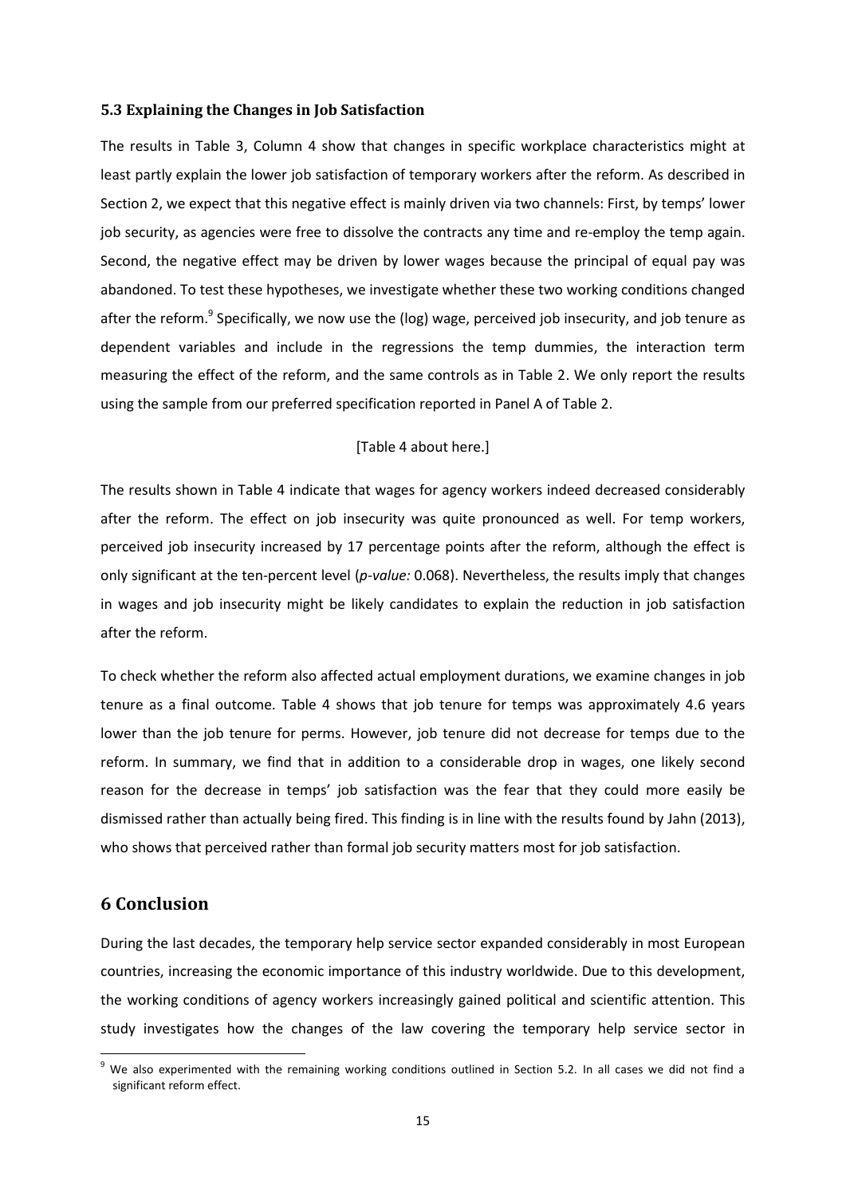### 5.3 Explaining the Changes in Job Satisfaction

The results in Table 3, Column 4 show that changes in specific workplace characteristics might at least partly explain the lower job satisfaction of temporary workers after the reform. As described in Section 2, we expect that this negative effect is mainly driven via two channels: First, by temps' lower job security, as agencies were free to dissolve the contracts any time and re-employ the temp again. Second, the negative effect may be driven by lower wages because the principal of equal pay was abandoned. To test these hypotheses, we investigate whether these two working conditions changed after the reform.[9] Specifically, we now use the (log) wage, perceived job insecurity, and job tenure as dependent variables and include in the regressions the temp dummies, the interaction term measuring the effect of the reform, and the same controls as in Table 2. We only report the results using the sample from our preferred specification reported in Panel A of Table 2.

[Table 4 about here.]

The results shown in Table 4 indicate that wages for agency workers indeed decreased considerably after the reform. The effect on job insecurity was quite pronounced as well. For temp workers, perceived job insecurity increased by 17 percentage points after the reform, although the effect is only significant at the ten-percent level (*p-value:* 0.068). Nevertheless, the results imply that changes in wages and job insecurity might be likely candidates to explain the reduction in job satisfaction after the reform.

To check whether the reform also affected actual employment durations, we examine changes in job tenure as a final outcome. Table 4 shows that job tenure for temps was approximately 4.6 years lower than the job tenure for perms. However, job tenure did not decrease for temps due to the reform. In summary, we find that in addition to a considerable drop in wages, one likely second reason for the decrease in temps' job satisfaction was the fear that they could more easily be dismissed rather than actually being fired. This finding is in line with the results found by Jahn (2013), who shows that perceived rather than formal job security matters most for job satisfaction.

## 6 Conclusion

During the last decades, the temporary help service sector expanded considerably in most European countries, increasing the economic importance of this industry worldwide. Due to this development, the working conditions of agency workers increasingly gained political and scientific attention. This study investigates how the changes of the law covering the temporary help service sector in

[9] We also experimented with the remaining working conditions outlined in Section 5.2. In all cases we did not find a significant reform effect.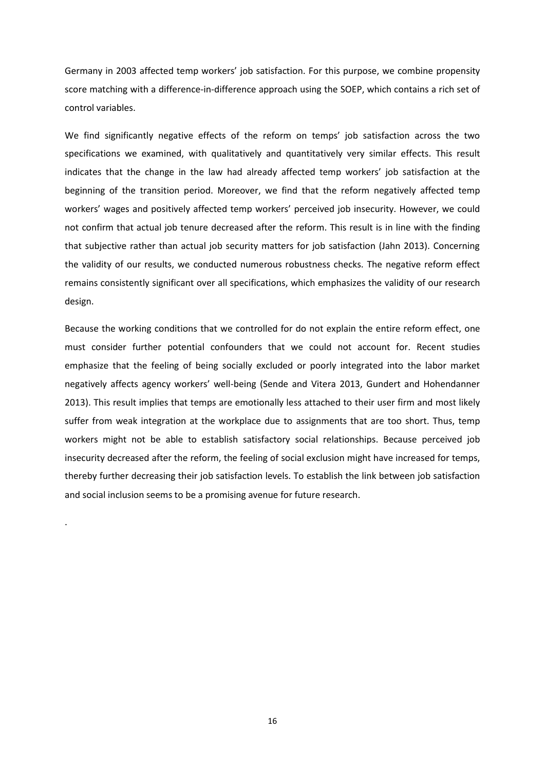Germany in 2003 affected temp workers' job satisfaction. For this purpose, we combine propensity score matching with a difference-in-difference approach using the SOEP, which contains a rich set of control variables.

We find significantly negative effects of the reform on temps' job satisfaction across the two specifications we examined, with qualitatively and quantitatively very similar effects. This result indicates that the change in the law had already affected temp workers' job satisfaction at the beginning of the transition period. Moreover, we find that the reform negatively affected temp workers' wages and positively affected temp workers' perceived job insecurity. However, we could not confirm that actual job tenure decreased after the reform. This result is in line with the finding that subjective rather than actual job security matters for job satisfaction (Jahn 2013). Concerning the validity of our results, we conducted numerous robustness checks. The negative reform effect remains consistently significant over all specifications, which emphasizes the validity of our research design.

Because the working conditions that we controlled for do not explain the entire reform effect, one must consider further potential confounders that we could not account for. Recent studies emphasize that the feeling of being socially excluded or poorly integrated into the labor market negatively affects agency workers' well-being (Sende and Vitera 2013, Gundert and Hohendanner 2013). This result implies that temps are emotionally less attached to their user firm and most likely suffer from weak integration at the workplace due to assignments that are too short. Thus, temp workers might not be able to establish satisfactory social relationships. Because perceived job insecurity decreased after the reform, the feeling of social exclusion might have increased for temps, thereby further decreasing their job satisfaction levels. To establish the link between job satisfaction and social inclusion seems to be a promising avenue for future research.

.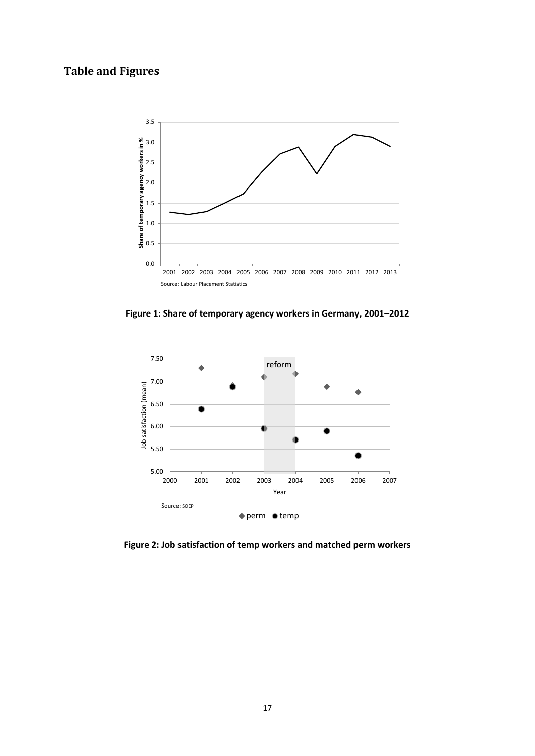## Table and Figures

**Figure 1: Share of temporary agency workers in Germany, 2001–2012**

**Figure 2: Job satisfaction of temp workers and matched perm workers**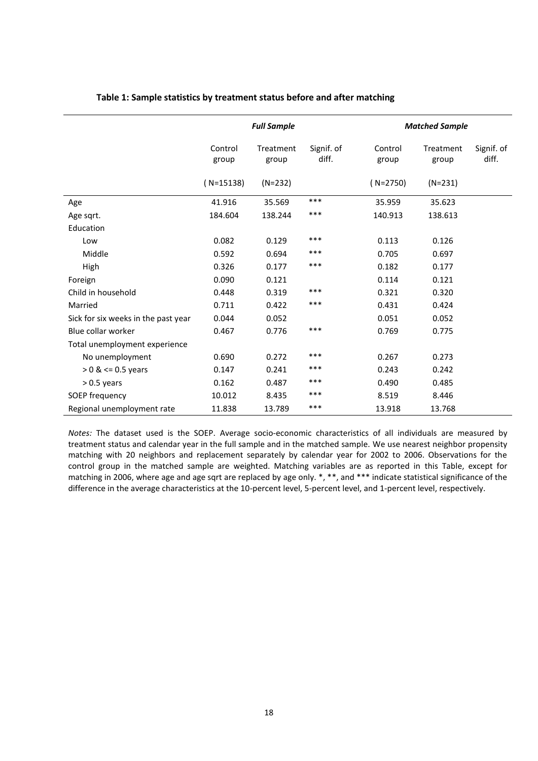**Table 1: Sample statistics by treatment status before and after matching**

| | *Full Sample* | | | *Matched Sample* | | |
|---|---|---|---|---|---|---|
| | Control group | Treatment group | Signif. of diff. | Control group | Treatment group | Signif. of diff. |
| | ( N=15138) | (N=232) | | ( N=2750) | (N=231) | |
| Age | 41.916 | 35.569 | *** | 35.959 | 35.623 | |
| Age sqrt. | 184.604 | 138.244 | *** | 140.913 | 138.613 | |
| Education | | | | | | |
| Low | 0.082 | 0.129 | *** | 0.113 | 0.126 | |
| Middle | 0.592 | 0.694 | *** | 0.705 | 0.697 | |
| High | 0.326 | 0.177 | *** | 0.182 | 0.177 | |
| Foreign | 0.090 | 0.121 | | 0.114 | 0.121 | |
| Child in household | 0.448 | 0.319 | *** | 0.321 | 0.320 | |
| Married | 0.711 | 0.422 | *** | 0.431 | 0.424 | |
| Sick for six weeks in the past year | 0.044 | 0.052 | | 0.051 | 0.052 | |
| Blue collar worker | 0.467 | 0.776 | *** | 0.769 | 0.775 | |
| Total unemployment experience | | | | | | |
| No unemployment | 0.690 | 0.272 | *** | 0.267 | 0.273 | |
| > 0 & <= 0.5 years | 0.147 | 0.241 | *** | 0.243 | 0.242 | |
| > 0.5 years | 0.162 | 0.487 | *** | 0.490 | 0.485 | |
| SOEP frequency | 10.012 | 8.435 | *** | 8.519 | 8.446 | |
| Regional unemployment rate | 11.838 | 13.789 | *** | 13.918 | 13.768 | |

*Notes:* The dataset used is the SOEP. Average socio-economic characteristics of all individuals are measured by treatment status and calendar year in the full sample and in the matched sample. We use nearest neighbor propensity matching with 20 neighbors and replacement separately by calendar year for 2002 to 2006. Observations for the control group in the matched sample are weighted. Matching variables are as reported in this Table, except for matching in 2006, where age and age sqrt are replaced by age only. *, **, and *** indicate statistical significance of the difference in the average characteristics at the 10-percent level, 5-percent level, and 1-percent level, respectively.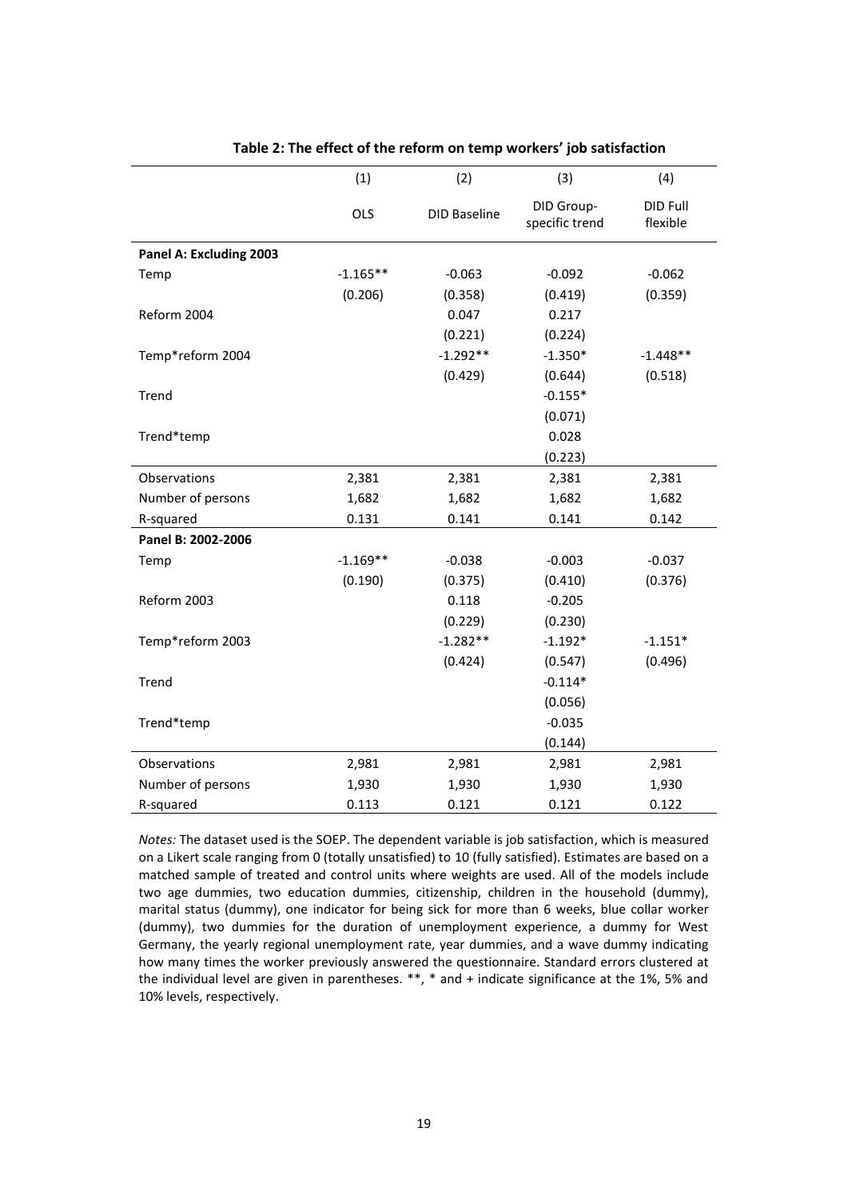**Table 2: The effect of the reform on temp workers' job satisfaction**

| | (1) | (2) | (3) | (4) |
|---|---|---|---|---|
| | OLS | DID Baseline | DID Group-specific trend | DID Full flexible |
| **Panel A: Excluding 2003** | | | | |
| Temp | -1.165** | -0.063 | -0.092 | -0.062 |
| | (0.206) | (0.358) | (0.419) | (0.359) |
| Reform 2004 | | 0.047 | 0.217 | |
| | | (0.221) | (0.224) | |
| Temp*reform 2004 | | -1.292** | -1.350* | -1.448** |
| | | (0.429) | (0.644) | (0.518) |
| Trend | | | -0.155* | |
| | | | (0.071) | |
| Trend*temp | | | 0.028 | |
| | | | (0.223) | |
| Observations | 2,381 | 2,381 | 2,381 | 2,381 |
| Number of persons | 1,682 | 1,682 | 1,682 | 1,682 |
| R-squared | 0.131 | 0.141 | 0.141 | 0.142 |
| **Panel B: 2002-2006** | | | | |
| Temp | -1.169** | -0.038 | -0.003 | -0.037 |
| | (0.190) | (0.375) | (0.410) | (0.376) |
| Reform 2003 | | 0.118 | -0.205 | |
| | | (0.229) | (0.230) | |
| Temp*reform 2003 | | -1.282** | -1.192* | -1.151* |
| | | (0.424) | (0.547) | (0.496) |
| Trend | | | -0.114* | |
| | | | (0.056) | |
| Trend*temp | | | -0.035 | |
| | | | (0.144) | |
| Observations | 2,981 | 2,981 | 2,981 | 2,981 |
| Number of persons | 1,930 | 1,930 | 1,930 | 1,930 |
| R-squared | 0.113 | 0.121 | 0.121 | 0.122 |

*Notes:* The dataset used is the SOEP. The dependent variable is job satisfaction, which is measured on a Likert scale ranging from 0 (totally unsatisfied) to 10 (fully satisfied). Estimates are based on a matched sample of treated and control units where weights are used. All of the models include two age dummies, two education dummies, citizenship, children in the household (dummy), marital status (dummy), one indicator for being sick for more than 6 weeks, blue collar worker (dummy), two dummies for the duration of unemployment experience, a dummy for West Germany, the yearly regional unemployment rate, year dummies, and a wave dummy indicating how many times the worker previously answered the questionnaire. Standard errors clustered at the individual level are given in parentheses. **, * and + indicate significance at the 1%, 5% and 10% levels, respectively.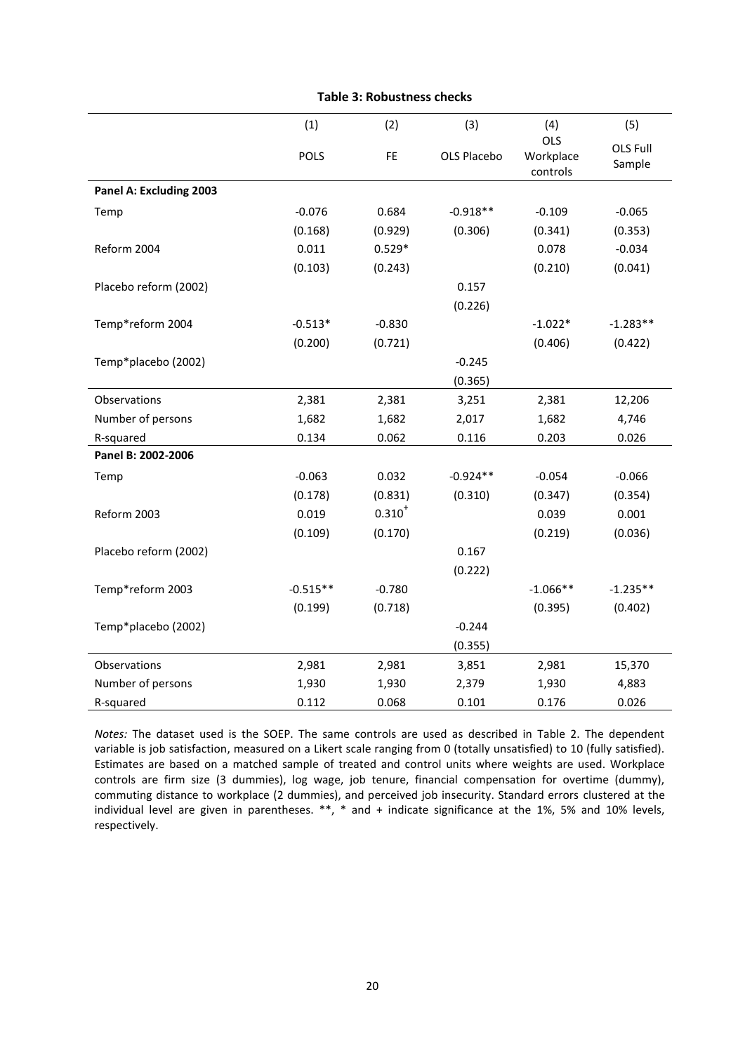**Table 3: Robustness checks**

| | (1) | (2) | (3) | (4) | (5) |
|---|---|---|---|---|---|
| | POLS | FE | OLS Placebo | OLS Workplace controls | OLS Full Sample |
| **Panel A: Excluding 2003** | | | | | |
| Temp | -0.076 | 0.684 | -0.918** | -0.109 | -0.065 |
| | (0.168) | (0.929) | (0.306) | (0.341) | (0.353) |
| Reform 2004 | 0.011 | 0.529* | | 0.078 | -0.034 |
| | (0.103) | (0.243) | | (0.210) | (0.041) |
| Placebo reform (2002) | | | 0.157 | | |
| | | | (0.226) | | |
| Temp*reform 2004 | -0.513* | -0.830 | | -1.022* | -1.283** |
| | (0.200) | (0.721) | | (0.406) | (0.422) |
| Temp*placebo (2002) | | | -0.245 | | |
| | | | (0.365) | | |
| Observations | 2,381 | 2,381 | 3,251 | 2,381 | 12,206 |
| Number of persons | 1,682 | 1,682 | 2,017 | 1,682 | 4,746 |
| R-squared | 0.134 | 0.062 | 0.116 | 0.203 | 0.026 |
| **Panel B: 2002-2006** | | | | | |
| Temp | -0.063 | 0.032 | -0.924** | -0.054 | -0.066 |
| | (0.178) | (0.831) | (0.310) | (0.347) | (0.354) |
| Reform 2003 | 0.019 | 0.310+ | | 0.039 | 0.001 |
| | (0.109) | (0.170) | | (0.219) | (0.036) |
| Placebo reform (2002) | | | 0.167 | | |
| | | | (0.222) | | |
| Temp*reform 2003 | -0.515** | -0.780 | | -1.066** | -1.235** |
| | (0.199) | (0.718) | | (0.395) | (0.402) |
| Temp*placebo (2002) | | | -0.244 | | |
| | | | (0.355) | | |
| Observations | 2,981 | 2,981 | 3,851 | 2,981 | 15,370 |
| Number of persons | 1,930 | 1,930 | 2,379 | 1,930 | 4,883 |
| R-squared | 0.112 | 0.068 | 0.101 | 0.176 | 0.026 |

*Notes:* The dataset used is the SOEP. The same controls are used as described in Table 2. The dependent variable is job satisfaction, measured on a Likert scale ranging from 0 (totally unsatisfied) to 10 (fully satisfied). Estimates are based on a matched sample of treated and control units where weights are used. Workplace controls are firm size (3 dummies), log wage, job tenure, financial compensation for overtime (dummy), commuting distance to workplace (2 dummies), and perceived job insecurity. Standard errors clustered at the individual level are given in parentheses. **, * and + indicate significance at the 1%, 5% and 10% levels, respectively.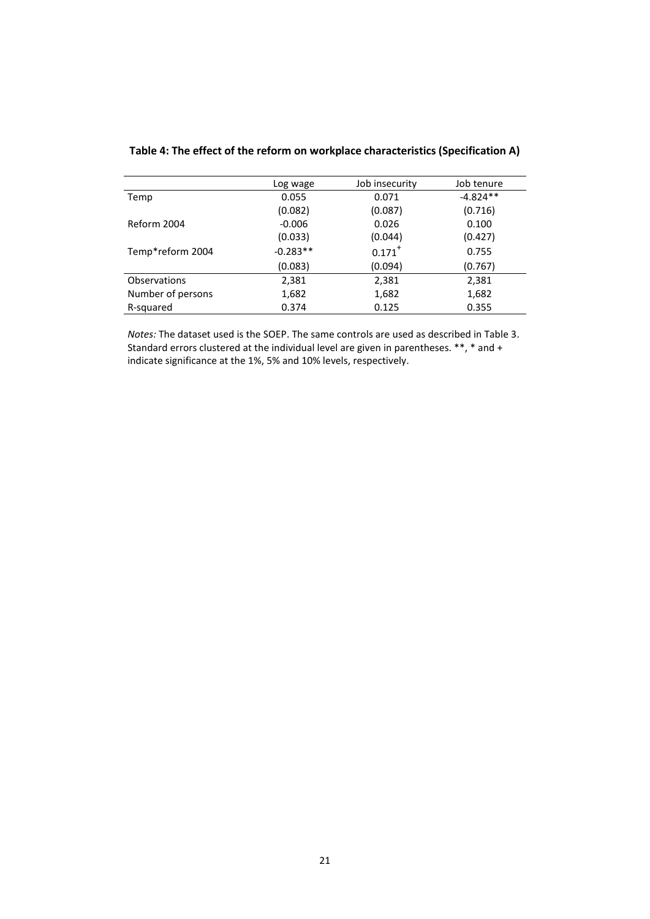**Table 4: The effect of the reform on workplace characteristics (Specification A)**

| | Log wage | Job insecurity | Job tenure |
|---|---|---|---|
| Temp | 0.055 | 0.071 | -4.824** |
| | (0.082) | (0.087) | (0.716) |
| Reform 2004 | -0.006 | 0.026 | 0.100 |
| | (0.033) | (0.044) | (0.427) |
| Temp*reform 2004 | -0.283** | 0.171+ | 0.755 |
| | (0.083) | (0.094) | (0.767) |
| Observations | 2,381 | 2,381 | 2,381 |
| Number of persons | 1,682 | 1,682 | 1,682 |
| R-squared | 0.374 | 0.125 | 0.355 |

*Notes:* The dataset used is the SOEP. The same controls are used as described in Table 3. Standard errors clustered at the individual level are given in parentheses. **, * and + indicate significance at the 1%, 5% and 10% levels, respectively.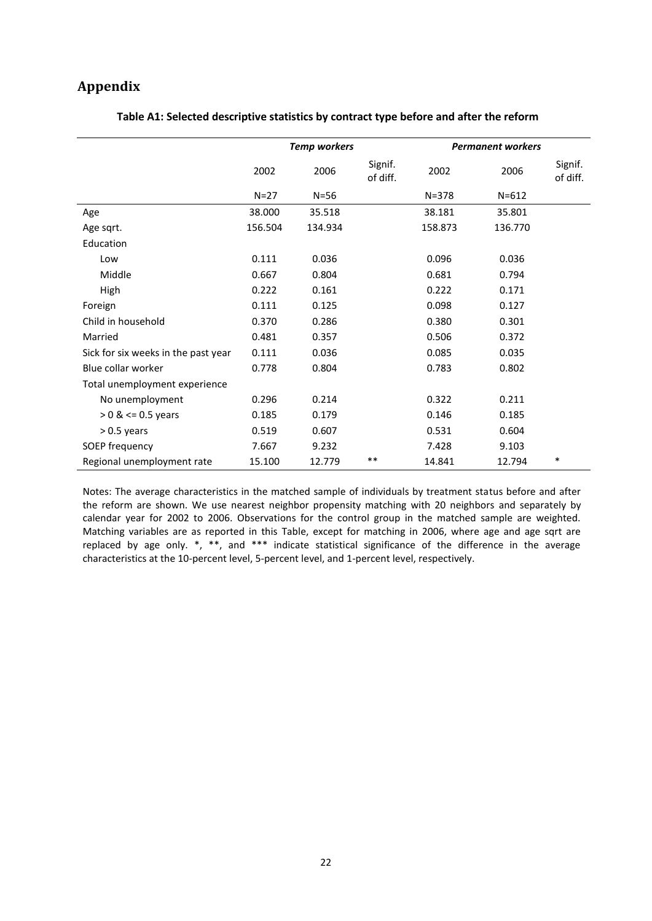## Appendix

**Table A1: Selected descriptive statistics by contract type before and after the reform**

| | *Temp workers* | | | *Permanent workers* | | |
|---|---|---|---|---|---|---|
| | 2002 | 2006 | Signif. of diff. | 2002 | 2006 | Signif. of diff. |
| | N=27 | N=56 | | N=378 | N=612 | |
| Age | 38.000 | 35.518 | | 38.181 | 35.801 | |
| Age sqrt. | 156.504 | 134.934 | | 158.873 | 136.770 | |
| Education | | | | | | |
| Low | 0.111 | 0.036 | | 0.096 | 0.036 | |
| Middle | 0.667 | 0.804 | | 0.681 | 0.794 | |
| High | 0.222 | 0.161 | | 0.222 | 0.171 | |
| Foreign | 0.111 | 0.125 | | 0.098 | 0.127 | |
| Child in household | 0.370 | 0.286 | | 0.380 | 0.301 | |
| Married | 0.481 | 0.357 | | 0.506 | 0.372 | |
| Sick for six weeks in the past year | 0.111 | 0.036 | | 0.085 | 0.035 | |
| Blue collar worker | 0.778 | 0.804 | | 0.783 | 0.802 | |
| Total unemployment experience | | | | | | |
| No unemployment | 0.296 | 0.214 | | 0.322 | 0.211 | |
| > 0 & <= 0.5 years | 0.185 | 0.179 | | 0.146 | 0.185 | |
| > 0.5 years | 0.519 | 0.607 | | 0.531 | 0.604 | |
| SOEP frequency | 7.667 | 9.232 | | 7.428 | 9.103 | |
| Regional unemployment rate | 15.100 | 12.779 | ** | 14.841 | 12.794 | * |

Notes: The average characteristics in the matched sample of individuals by treatment status before and after the reform are shown. We use nearest neighbor propensity matching with 20 neighbors and separately by calendar year for 2002 to 2006. Observations for the control group in the matched sample are weighted. Matching variables are as reported in this Table, except for matching in 2006, where age and age sqrt are replaced by age only. *, **, and *** indicate statistical significance of the difference in the average characteristics at the 10-percent level, 5-percent level, and 1-percent level, respectively.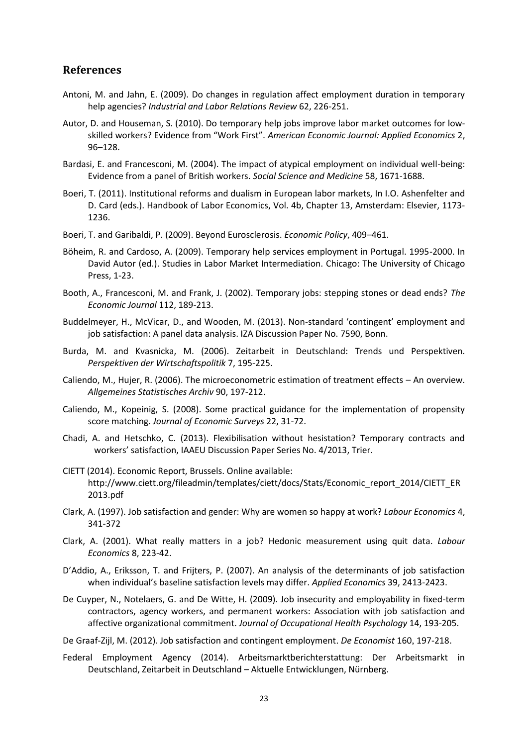## References

Antoni, M. and Jahn, E. (2009). Do changes in regulation affect employment duration in temporary help agencies? *Industrial and Labor Relations Review* 62, 226-251.

Autor, D. and Houseman, S. (2010). Do temporary help jobs improve labor market outcomes for low-skilled workers? Evidence from "Work First". *American Economic Journal: Applied Economics* 2, 96–128.

Bardasi, E. and Francesconi, M. (2004). The impact of atypical employment on individual well-being: Evidence from a panel of British workers. *Social Science and Medicine* 58, 1671-1688.

Boeri, T. (2011). Institutional reforms and dualism in European labor markets, In I.O. Ashenfelter and D. Card (eds.). Handbook of Labor Economics, Vol. 4b, Chapter 13, Amsterdam: Elsevier, 1173-1236.

Boeri, T. and Garibaldi, P. (2009). Beyond Eurosclerosis. *Economic Policy*, 409–461.

Böheim, R. and Cardoso, A. (2009). Temporary help services employment in Portugal. 1995-2000. In David Autor (ed.). Studies in Labor Market Intermediation. Chicago: The University of Chicago Press, 1-23.

Booth, A., Francesconi, M. and Frank, J. (2002). Temporary jobs: stepping stones or dead ends? *The Economic Journal* 112, 189-213.

Buddelmeyer, H., McVicar, D., and Wooden, M. (2013). Non-standard 'contingent' employment and job satisfaction: A panel data analysis. IZA Discussion Paper No. 7590, Bonn.

Burda, M. and Kvasnicka, M. (2006). Zeitarbeit in Deutschland: Trends und Perspektiven. *Perspektiven der Wirtschaftspolitik* 7, 195-225.

Caliendo, M., Hujer, R. (2006). The microeconometric estimation of treatment effects – An overview. *Allgemeines Statistisches Archiv* 90, 197-212.

Caliendo, M., Kopeinig, S. (2008). Some practical guidance for the implementation of propensity score matching. *Journal of Economic Surveys* 22, 31-72.

Chadi, A. and Hetschko, C. (2013). Flexibilisation without hesistation? Temporary contracts and workers' satisfaction, IAAEU Discussion Paper Series No. 4/2013, Trier.

CIETT (2014). Economic Report, Brussels. Online available: http://www.ciett.org/fileadmin/templates/ciett/docs/Stats/Economic_report_2014/CIETT_ER2013.pdf

Clark, A. (1997). Job satisfaction and gender: Why are women so happy at work? *Labour Economics* 4, 341-372

Clark, A. (2001). What really matters in a job? Hedonic measurement using quit data. *Labour Economics* 8, 223-42.

D'Addio, A., Eriksson, T. and Frijters, P. (2007). An analysis of the determinants of job satisfaction when individual's baseline satisfaction levels may differ. *Applied Economics* 39, 2413-2423.

De Cuyper, N., Notelaers, G. and De Witte, H. (2009). Job insecurity and employability in fixed-term contractors, agency workers, and permanent workers: Association with job satisfaction and affective organizational commitment. *Journal of Occupational Health Psychology* 14, 193-205.

De Graaf-Zijl, M. (2012). Job satisfaction and contingent employment. *De Economist* 160, 197-218.

Federal Employment Agency (2014). Arbeitsmarktberichterstattung: Der Arbeitsmarkt in Deutschland, Zeitarbeit in Deutschland – Aktuelle Entwicklungen, Nürnberg.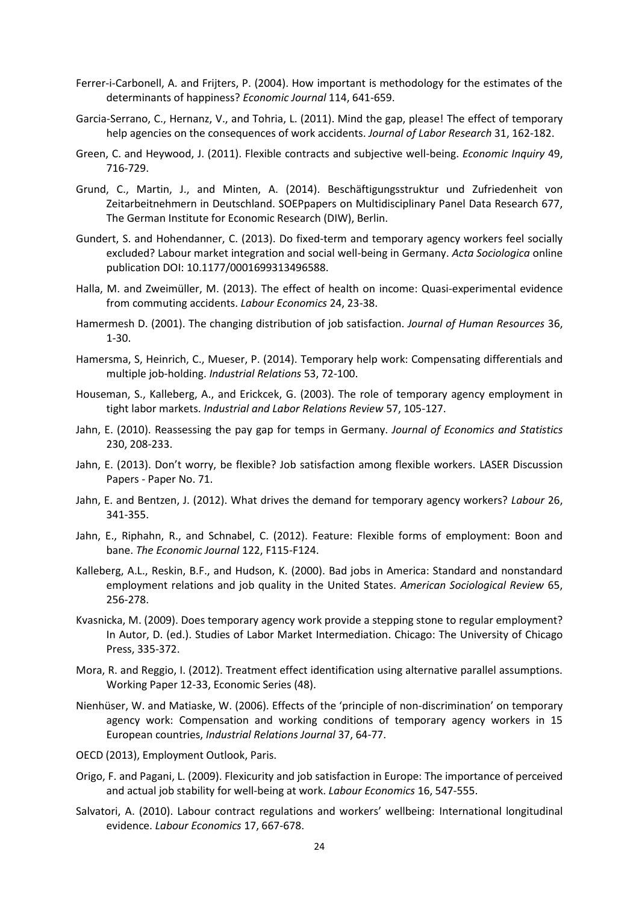Ferrer-i-Carbonell, A. and Frijters, P. (2004). How important is methodology for the estimates of the determinants of happiness? *Economic Journal* 114, 641-659.

Garcia-Serrano, C., Hernanz, V., and Tohria, L. (2011). Mind the gap, please! The effect of temporary help agencies on the consequences of work accidents. *Journal of Labor Research* 31, 162-182.

Green, C. and Heywood, J. (2011). Flexible contracts and subjective well-being. *Economic Inquiry* 49, 716-729.

Grund, C., Martin, J., and Minten, A. (2014). Beschäftigungsstruktur und Zufriedenheit von Zeitarbeitnehmern in Deutschland. SOEPpapers on Multidisciplinary Panel Data Research 677, The German Institute for Economic Research (DIW), Berlin.

Gundert, S. and Hohendanner, C. (2013). Do fixed-term and temporary agency workers feel socially excluded? Labour market integration and social well-being in Germany. *Acta Sociologica* online publication DOI: 10.1177/0001699313496588.

Halla, M. and Zweimüller, M. (2013). The effect of health on income: Quasi-experimental evidence from commuting accidents. *Labour Economics* 24, 23-38.

Hamermesh D. (2001). The changing distribution of job satisfaction. *Journal of Human Resources* 36, 1-30.

Hamersma, S, Heinrich, C., Mueser, P. (2014). Temporary help work: Compensating differentials and multiple job-holding. *Industrial Relations* 53, 72-100.

Houseman, S., Kalleberg, A., and Erickcek, G. (2003). The role of temporary agency employment in tight labor markets. *Industrial and Labor Relations Review* 57, 105-127.

Jahn, E. (2010). Reassessing the pay gap for temps in Germany. *Journal of Economics and Statistics* 230, 208-233.

Jahn, E. (2013). Don't worry, be flexible? Job satisfaction among flexible workers. LASER Discussion Papers - Paper No. 71.

Jahn, E. and Bentzen, J. (2012). What drives the demand for temporary agency workers? *Labour* 26, 341-355.

Jahn, E., Riphahn, R., and Schnabel, C. (2012). Feature: Flexible forms of employment: Boon and bane. *The Economic Journal* 122, F115-F124.

Kalleberg, A.L., Reskin, B.F., and Hudson, K. (2000). Bad jobs in America: Standard and nonstandard employment relations and job quality in the United States. *American Sociological Review* 65, 256-278.

Kvasnicka, M. (2009). Does temporary agency work provide a stepping stone to regular employment? In Autor, D. (ed.). Studies of Labor Market Intermediation. Chicago: The University of Chicago Press, 335-372.

Mora, R. and Reggio, I. (2012). Treatment effect identification using alternative parallel assumptions. Working Paper 12-33, Economic Series (48).

Nienhüser, W. and Matiaske, W. (2006). Effects of the 'principle of non-discrimination' on temporary agency work: Compensation and working conditions of temporary agency workers in 15 European countries, *Industrial Relations Journal* 37, 64-77.

OECD (2013), Employment Outlook, Paris.

Origo, F. and Pagani, L. (2009). Flexicurity and job satisfaction in Europe: The importance of perceived and actual job stability for well-being at work. *Labour Economics* 16, 547-555.

Salvatori, A. (2010). Labour contract regulations and workers' wellbeing: International longitudinal evidence. *Labour Economics* 17, 667-678.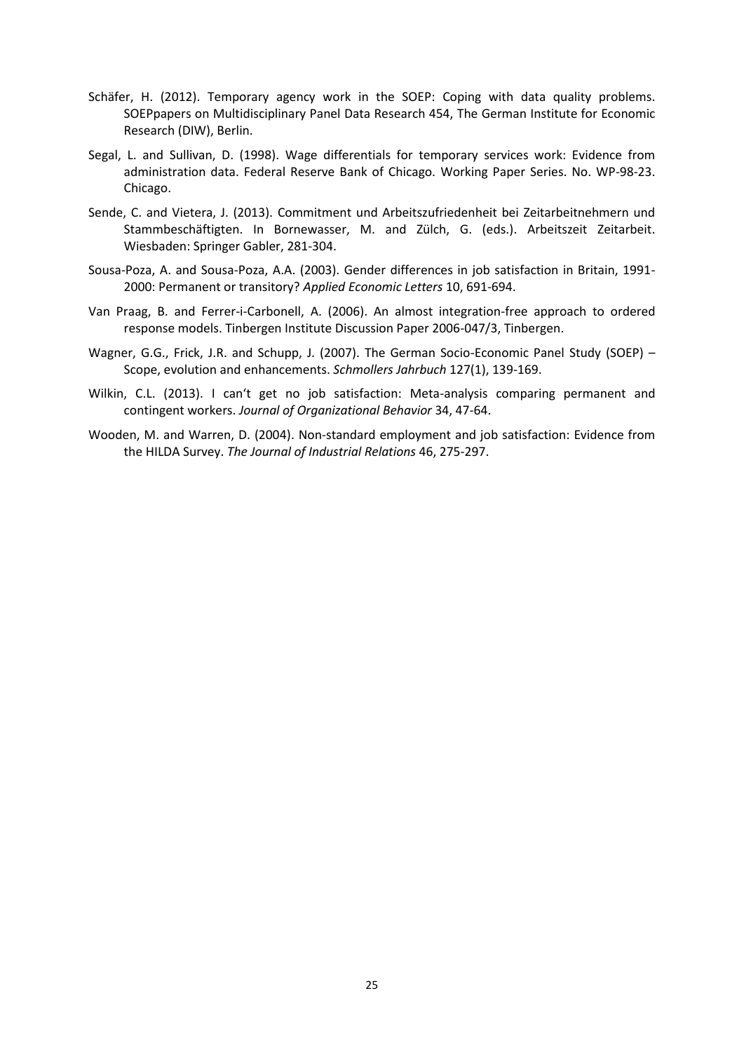Schäfer, H. (2012). Temporary agency work in the SOEP: Coping with data quality problems. SOEPpapers on Multidisciplinary Panel Data Research 454, The German Institute for Economic Research (DIW), Berlin.

Segal, L. and Sullivan, D. (1998). Wage differentials for temporary services work: Evidence from administration data. Federal Reserve Bank of Chicago. Working Paper Series. No. WP-98-23. Chicago.

Sende, C. and Vietera, J. (2013). Commitment und Arbeitszufriedenheit bei Zeitarbeitnehmern und Stammbeschäftigten. In Bornewasser, M. and Zülch, G. (eds.). Arbeitszeit Zeitarbeit. Wiesbaden: Springer Gabler, 281-304.

Sousa-Poza, A. and Sousa-Poza, A.A. (2003). Gender differences in job satisfaction in Britain, 1991-2000: Permanent or transitory? *Applied Economic Letters* 10, 691-694.

Van Praag, B. and Ferrer-i-Carbonell, A. (2006). An almost integration-free approach to ordered response models. Tinbergen Institute Discussion Paper 2006-047/3, Tinbergen.

Wagner, G.G., Frick, J.R. and Schupp, J. (2007). The German Socio-Economic Panel Study (SOEP) – Scope, evolution and enhancements. *Schmollers Jahrbuch* 127(1), 139-169.

Wilkin, C.L. (2013). I can't get no job satisfaction: Meta-analysis comparing permanent and contingent workers. *Journal of Organizational Behavior* 34, 47-64.

Wooden, M. and Warren, D. (2004). Non-standard employment and job satisfaction: Evidence from the HILDA Survey. *The Journal of Industrial Relations* 46, 275-297.